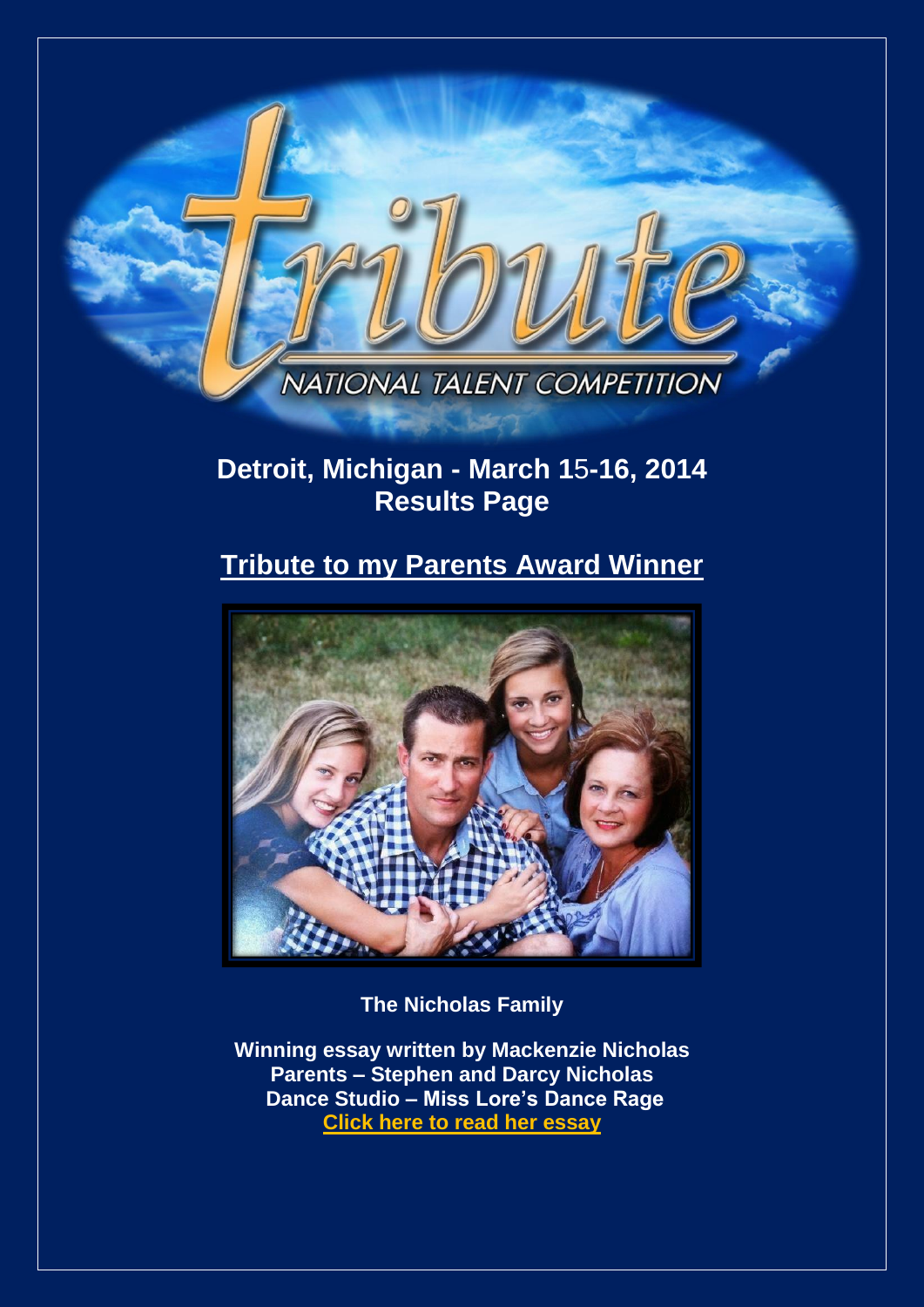# tribute

NATIONAL TALENT COMPETITION

## Detroit, Michigan - March 15-16, 2014
## Results Page

## Tribute to my Parents Award Winner

**The Nicholas Family**

**Winning essay written by Mackenzie Nicholas**
**Parents – Stephen and Darcy Nicholas**
**Dance Studio – Miss Lore's Dance Rage**
**Click here to read her essay**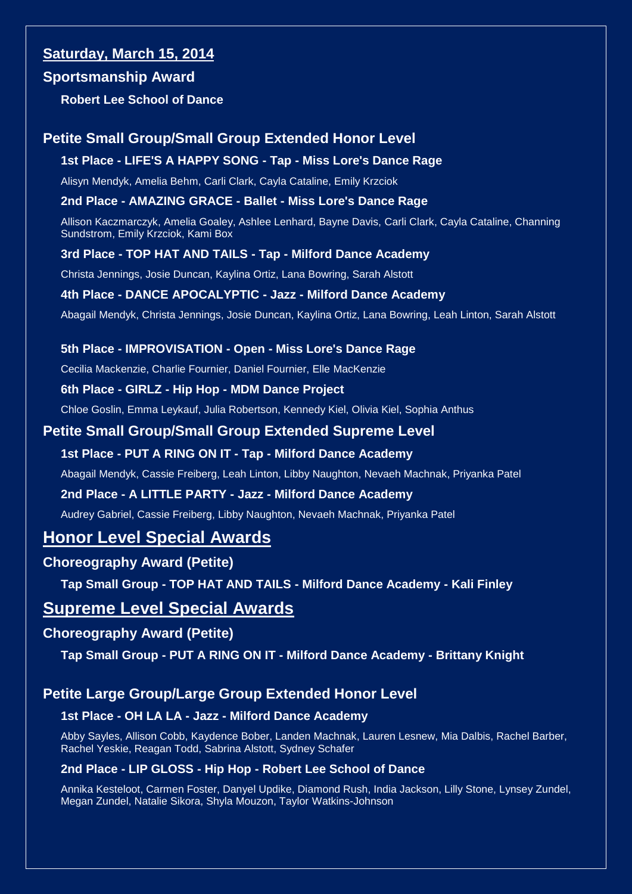## Saturday, March 15, 2014

### Sportsmanship Award

**Robert Lee School of Dance**

### Petite Small Group/Small Group Extended Honor Level

**1st Place - LIFE'S A HAPPY SONG - Tap - Miss Lore's Dance Rage**

Alisyn Mendyk, Amelia Behm, Carli Clark, Cayla Cataline, Emily Krzciok

**2nd Place - AMAZING GRACE - Ballet - Miss Lore's Dance Rage**

Allison Kaczmarczyk, Amelia Goaley, Ashlee Lenhard, Bayne Davis, Carli Clark, Cayla Cataline, Channing Sundstrom, Emily Krzciok, Kami Box

**3rd Place - TOP HAT AND TAILS - Tap - Milford Dance Academy**

Christa Jennings, Josie Duncan, Kaylina Ortiz, Lana Bowring, Sarah Alstott

**4th Place - DANCE APOCALYPTIC - Jazz - Milford Dance Academy**

Abagail Mendyk, Christa Jennings, Josie Duncan, Kaylina Ortiz, Lana Bowring, Leah Linton, Sarah Alstott

**5th Place - IMPROVISATION - Open - Miss Lore's Dance Rage**

Cecilia Mackenzie, Charlie Fournier, Daniel Fournier, Elle MacKenzie

**6th Place - GIRLZ - Hip Hop - MDM Dance Project**

Chloe Goslin, Emma Leykauf, Julia Robertson, Kennedy Kiel, Olivia Kiel, Sophia Anthus

### Petite Small Group/Small Group Extended Supreme Level

**1st Place - PUT A RING ON IT - Tap - Milford Dance Academy**

Abagail Mendyk, Cassie Freiberg, Leah Linton, Libby Naughton, Nevaeh Machnak, Priyanka Patel

**2nd Place - A LITTLE PARTY - Jazz - Milford Dance Academy**

Audrey Gabriel, Cassie Freiberg, Libby Naughton, Nevaeh Machnak, Priyanka Patel

## Honor Level Special Awards

### Choreography Award (Petite)

**Tap Small Group - TOP HAT AND TAILS - Milford Dance Academy - Kali Finley**

## Supreme Level Special Awards

### Choreography Award (Petite)

**Tap Small Group - PUT A RING ON IT - Milford Dance Academy - Brittany Knight**

### Petite Large Group/Large Group Extended Honor Level

**1st Place - OH LA LA - Jazz - Milford Dance Academy**

Abby Sayles, Allison Cobb, Kaydence Bober, Landen Machnak, Lauren Lesnew, Mia Dalbis, Rachel Barber, Rachel Yeskie, Reagan Todd, Sabrina Alstott, Sydney Schafer

**2nd Place - LIP GLOSS - Hip Hop - Robert Lee School of Dance**

Annika Kesteloot, Carmen Foster, Danyel Updike, Diamond Rush, India Jackson, Lilly Stone, Lynsey Zundel, Megan Zundel, Natalie Sikora, Shyla Mouzon, Taylor Watkins-Johnson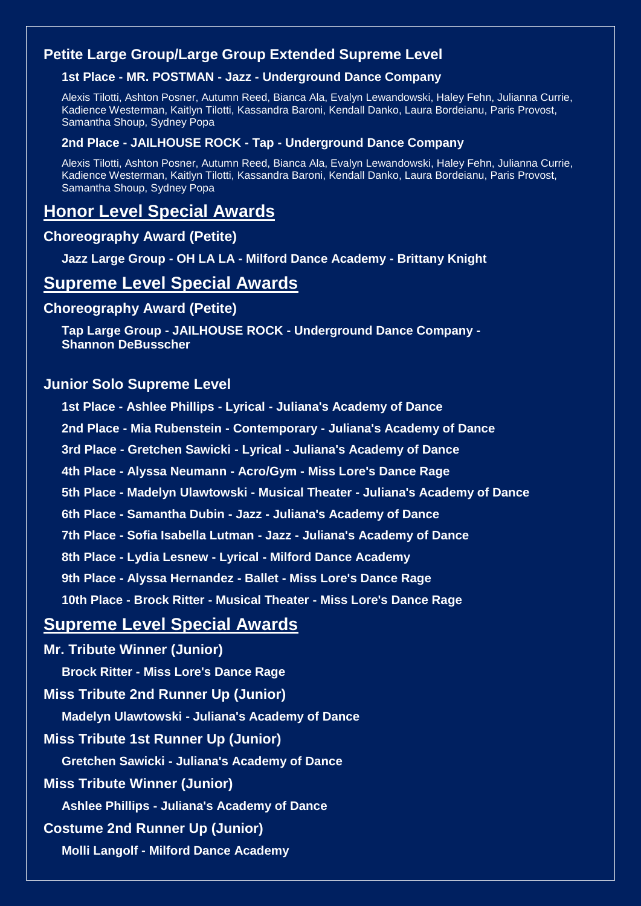### Petite Large Group/Large Group Extended Supreme Level

**1st Place - MR. POSTMAN - Jazz - Underground Dance Company**

Alexis Tilotti, Ashton Posner, Autumn Reed, Bianca Ala, Evalyn Lewandowski, Haley Fehn, Julianna Currie, Kadience Westerman, Kaitlyn Tilotti, Kassandra Baroni, Kendall Danko, Laura Bordeianu, Paris Provost, Samantha Shoup, Sydney Popa

**2nd Place - JAILHOUSE ROCK - Tap - Underground Dance Company**

Alexis Tilotti, Ashton Posner, Autumn Reed, Bianca Ala, Evalyn Lewandowski, Haley Fehn, Julianna Currie, Kadience Westerman, Kaitlyn Tilotti, Kassandra Baroni, Kendall Danko, Laura Bordeianu, Paris Provost, Samantha Shoup, Sydney Popa

## Honor Level Special Awards

### Choreography Award (Petite)

**Jazz Large Group - OH LA LA - Milford Dance Academy - Brittany Knight**

## Supreme Level Special Awards

### Choreography Award (Petite)

**Tap Large Group - JAILHOUSE ROCK - Underground Dance Company - Shannon DeBusscher**

### Junior Solo Supreme Level

**1st Place - Ashlee Phillips - Lyrical - Juliana's Academy of Dance**

**2nd Place - Mia Rubenstein - Contemporary - Juliana's Academy of Dance**

**3rd Place - Gretchen Sawicki - Lyrical - Juliana's Academy of Dance**

**4th Place - Alyssa Neumann - Acro/Gym - Miss Lore's Dance Rage**

**5th Place - Madelyn Ulawtowski - Musical Theater - Juliana's Academy of Dance**

**6th Place - Samantha Dubin - Jazz - Juliana's Academy of Dance**

**7th Place - Sofia Isabella Lutman - Jazz - Juliana's Academy of Dance**

**8th Place - Lydia Lesnew - Lyrical - Milford Dance Academy**

**9th Place - Alyssa Hernandez - Ballet - Miss Lore's Dance Rage**

**10th Place - Brock Ritter - Musical Theater - Miss Lore's Dance Rage**

## Supreme Level Special Awards

### Mr. Tribute Winner (Junior)

**Brock Ritter - Miss Lore's Dance Rage**

### Miss Tribute 2nd Runner Up (Junior)

**Madelyn Ulawtowski - Juliana's Academy of Dance**

### Miss Tribute 1st Runner Up (Junior)

**Gretchen Sawicki - Juliana's Academy of Dance**

### Miss Tribute Winner (Junior)

**Ashlee Phillips - Juliana's Academy of Dance**

### Costume 2nd Runner Up (Junior)

**Molli Langolf - Milford Dance Academy**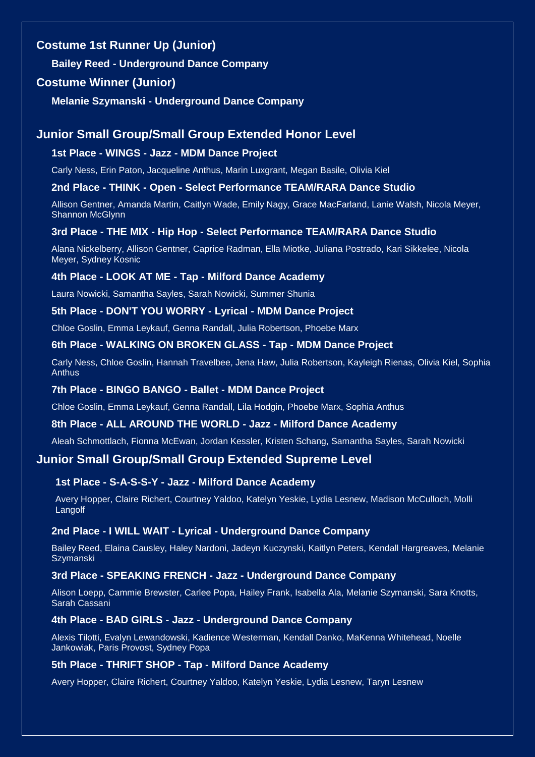### Costume 1st Runner Up (Junior)

**Bailey Reed - Underground Dance Company**

### Costume Winner (Junior)

**Melanie Szymanski - Underground Dance Company**

## Junior Small Group/Small Group Extended Honor Level

**1st Place - WINGS - Jazz - MDM Dance Project**

Carly Ness, Erin Paton, Jacqueline Anthus, Marin Luxgrant, Megan Basile, Olivia Kiel

**2nd Place - THINK - Open - Select Performance TEAM/RARA Dance Studio**

Allison Gentner, Amanda Martin, Caitlyn Wade, Emily Nagy, Grace MacFarland, Lanie Walsh, Nicola Meyer, Shannon McGlynn

**3rd Place - THE MIX - Hip Hop - Select Performance TEAM/RARA Dance Studio**

Alana Nickelberry, Allison Gentner, Caprice Radman, Ella Miotke, Juliana Postrado, Kari Sikkelee, Nicola Meyer, Sydney Kosnic

**4th Place - LOOK AT ME - Tap - Milford Dance Academy**

Laura Nowicki, Samantha Sayles, Sarah Nowicki, Summer Shunia

**5th Place - DON'T YOU WORRY - Lyrical - MDM Dance Project**

Chloe Goslin, Emma Leykauf, Genna Randall, Julia Robertson, Phoebe Marx

**6th Place - WALKING ON BROKEN GLASS - Tap - MDM Dance Project**

Carly Ness, Chloe Goslin, Hannah Travelbee, Jena Haw, Julia Robertson, Kayleigh Rienas, Olivia Kiel, Sophia Anthus

**7th Place - BINGO BANGO - Ballet - MDM Dance Project**

Chloe Goslin, Emma Leykauf, Genna Randall, Lila Hodgin, Phoebe Marx, Sophia Anthus

**8th Place - ALL AROUND THE WORLD - Jazz - Milford Dance Academy**

Aleah Schmottlach, Fionna McEwan, Jordan Kessler, Kristen Schang, Samantha Sayles, Sarah Nowicki

## Junior Small Group/Small Group Extended Supreme Level

**1st Place - S-A-S-S-Y - Jazz - Milford Dance Academy**

Avery Hopper, Claire Richert, Courtney Yaldoo, Katelyn Yeskie, Lydia Lesnew, Madison McCulloch, Molli Langolf

**2nd Place - I WILL WAIT - Lyrical - Underground Dance Company**

Bailey Reed, Elaina Causley, Haley Nardoni, Jadeyn Kuczynski, Kaitlyn Peters, Kendall Hargreaves, Melanie Szymanski

**3rd Place - SPEAKING FRENCH - Jazz - Underground Dance Company**

Alison Loepp, Cammie Brewster, Carlee Popa, Hailey Frank, Isabella Ala, Melanie Szymanski, Sara Knotts, Sarah Cassani

**4th Place - BAD GIRLS - Jazz - Underground Dance Company**

Alexis Tilotti, Evalyn Lewandowski, Kadience Westerman, Kendall Danko, MaKenna Whitehead, Noelle Jankowiak, Paris Provost, Sydney Popa

**5th Place - THRIFT SHOP - Tap - Milford Dance Academy**

Avery Hopper, Claire Richert, Courtney Yaldoo, Katelyn Yeskie, Lydia Lesnew, Taryn Lesnew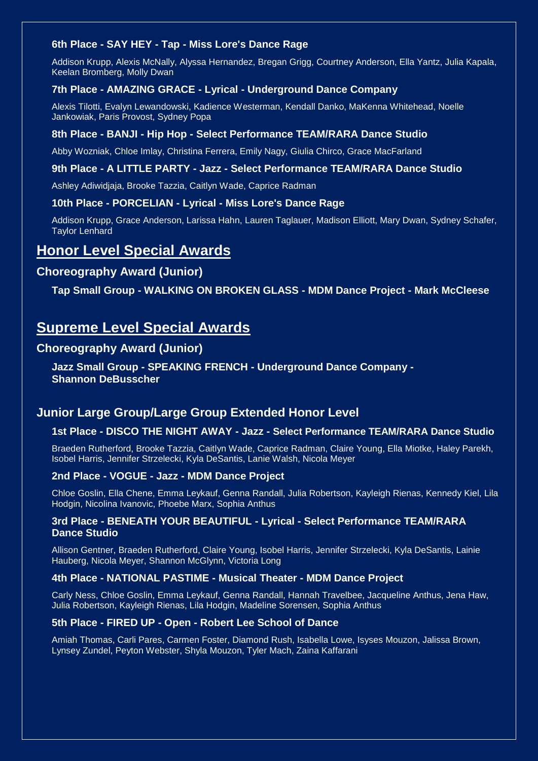**6th Place - SAY HEY - Tap - Miss Lore's Dance Rage**

Addison Krupp, Alexis McNally, Alyssa Hernandez, Bregan Grigg, Courtney Anderson, Ella Yantz, Julia Kapala, Keelan Bromberg, Molly Dwan

**7th Place - AMAZING GRACE - Lyrical - Underground Dance Company**

Alexis Tilotti, Evalyn Lewandowski, Kadience Westerman, Kendall Danko, MaKenna Whitehead, Noelle Jankowiak, Paris Provost, Sydney Popa

**8th Place - BANJI - Hip Hop - Select Performance TEAM/RARA Dance Studio**

Abby Wozniak, Chloe Imlay, Christina Ferrera, Emily Nagy, Giulia Chirco, Grace MacFarland

**9th Place - A LITTLE PARTY - Jazz - Select Performance TEAM/RARA Dance Studio**

Ashley Adiwidjaja, Brooke Tazzia, Caitlyn Wade, Caprice Radman

**10th Place - PORCELIAN - Lyrical - Miss Lore's Dance Rage**

Addison Krupp, Grace Anderson, Larissa Hahn, Lauren Taglauer, Madison Elliott, Mary Dwan, Sydney Schafer, Taylor Lenhard

## Honor Level Special Awards

### Choreography Award (Junior)

**Tap Small Group - WALKING ON BROKEN GLASS - MDM Dance Project - Mark McCleese**

## Supreme Level Special Awards

### Choreography Award (Junior)

**Jazz Small Group - SPEAKING FRENCH - Underground Dance Company - Shannon DeBusscher**

### Junior Large Group/Large Group Extended Honor Level

**1st Place - DISCO THE NIGHT AWAY - Jazz - Select Performance TEAM/RARA Dance Studio**

Braeden Rutherford, Brooke Tazzia, Caitlyn Wade, Caprice Radman, Claire Young, Ella Miotke, Haley Parekh, Isobel Harris, Jennifer Strzelecki, Kyla DeSantis, Lanie Walsh, Nicola Meyer

**2nd Place - VOGUE - Jazz - MDM Dance Project**

Chloe Goslin, Ella Chene, Emma Leykauf, Genna Randall, Julia Robertson, Kayleigh Rienas, Kennedy Kiel, Lila Hodgin, Nicolina Ivanovic, Phoebe Marx, Sophia Anthus

**3rd Place - BENEATH YOUR BEAUTIFUL - Lyrical - Select Performance TEAM/RARA Dance Studio**

Allison Gentner, Braeden Rutherford, Claire Young, Isobel Harris, Jennifer Strzelecki, Kyla DeSantis, Lainie Hauberg, Nicola Meyer, Shannon McGlynn, Victoria Long

**4th Place - NATIONAL PASTIME - Musical Theater - MDM Dance Project**

Carly Ness, Chloe Goslin, Emma Leykauf, Genna Randall, Hannah Travelbee, Jacqueline Anthus, Jena Haw, Julia Robertson, Kayleigh Rienas, Lila Hodgin, Madeline Sorensen, Sophia Anthus

**5th Place - FIRED UP - Open - Robert Lee School of Dance**

Amiah Thomas, Carli Pares, Carmen Foster, Diamond Rush, Isabella Lowe, Isyses Mouzon, Jalissa Brown, Lynsey Zundel, Peyton Webster, Shyla Mouzon, Tyler Mach, Zaina Kaffarani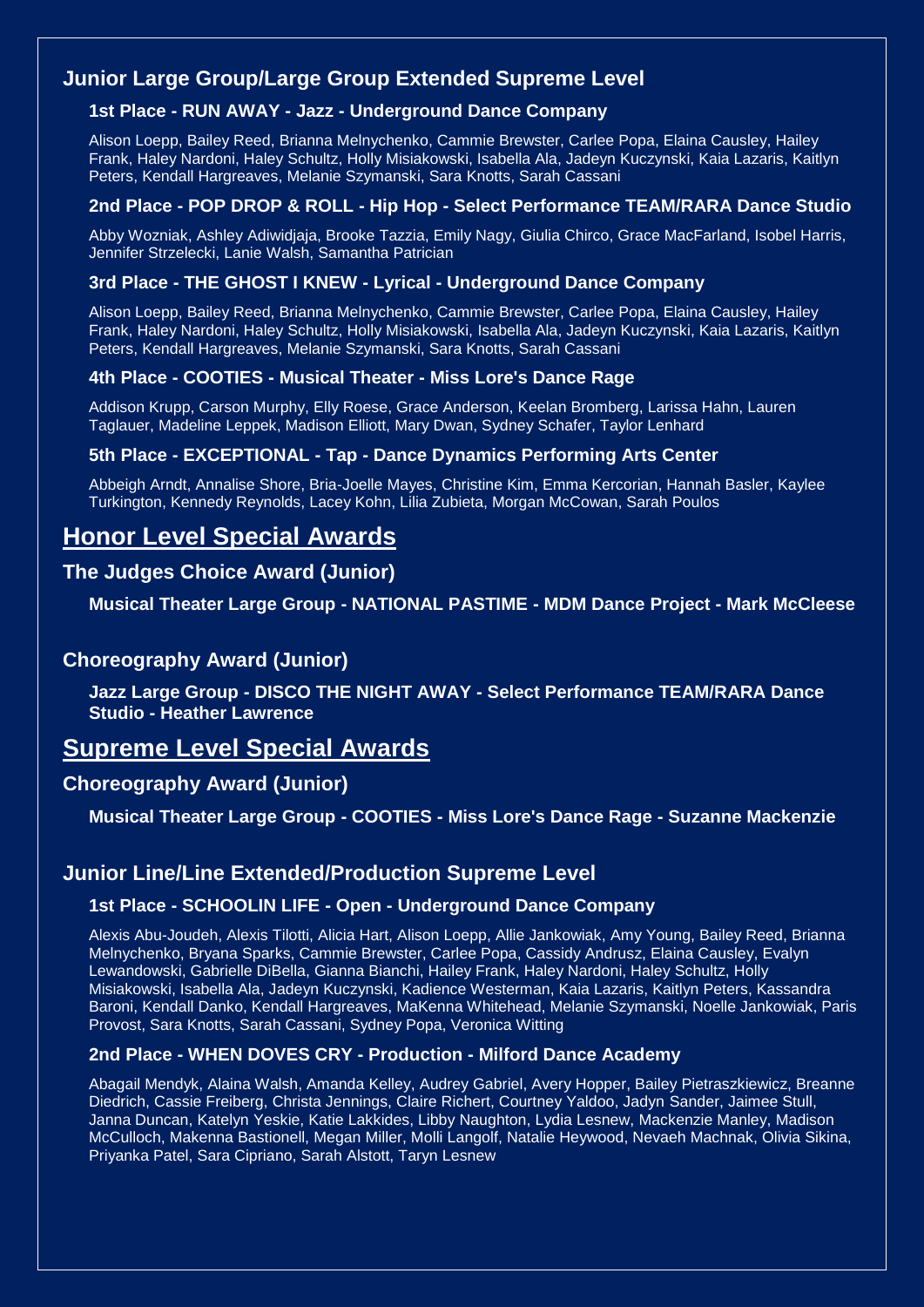## Junior Large Group/Large Group Extended Supreme Level

### 1st Place - RUN AWAY - Jazz - Underground Dance Company

Alison Loepp, Bailey Reed, Brianna Melnychenko, Cammie Brewster, Carlee Popa, Elaina Causley, Hailey Frank, Haley Nardoni, Haley Schultz, Holly Misiakowski, Isabella Ala, Jadeyn Kuczynski, Kaia Lazaris, Kaitlyn Peters, Kendall Hargreaves, Melanie Szymanski, Sara Knotts, Sarah Cassani

### 2nd Place - POP DROP & ROLL - Hip Hop - Select Performance TEAM/RARA Dance Studio

Abby Wozniak, Ashley Adiwidjaja, Brooke Tazzia, Emily Nagy, Giulia Chirco, Grace MacFarland, Isobel Harris, Jennifer Strzelecki, Lanie Walsh, Samantha Patrician

### 3rd Place - THE GHOST I KNEW - Lyrical - Underground Dance Company

Alison Loepp, Bailey Reed, Brianna Melnychenko, Cammie Brewster, Carlee Popa, Elaina Causley, Hailey Frank, Haley Nardoni, Haley Schultz, Holly Misiakowski, Isabella Ala, Jadeyn Kuczynski, Kaia Lazaris, Kaitlyn Peters, Kendall Hargreaves, Melanie Szymanski, Sara Knotts, Sarah Cassani

### 4th Place - COOTIES - Musical Theater - Miss Lore's Dance Rage

Addison Krupp, Carson Murphy, Elly Roese, Grace Anderson, Keelan Bromberg, Larissa Hahn, Lauren Taglauer, Madeline Leppek, Madison Elliott, Mary Dwan, Sydney Schafer, Taylor Lenhard

### 5th Place - EXCEPTIONAL - Tap - Dance Dynamics Performing Arts Center

Abbeigh Arndt, Annalise Shore, Bria-Joelle Mayes, Christine Kim, Emma Kercorian, Hannah Basler, Kaylee Turkington, Kennedy Reynolds, Lacey Kohn, Lilia Zubieta, Morgan McCowan, Sarah Poulos

# Honor Level Special Awards

## The Judges Choice Award (Junior)

**Musical Theater Large Group - NATIONAL PASTIME - MDM Dance Project - Mark McCleese**

## Choreography Award (Junior)

**Jazz Large Group - DISCO THE NIGHT AWAY - Select Performance TEAM/RARA Dance Studio - Heather Lawrence**

# Supreme Level Special Awards

## Choreography Award (Junior)

**Musical Theater Large Group - COOTIES - Miss Lore's Dance Rage - Suzanne Mackenzie**

## Junior Line/Line Extended/Production Supreme Level

### 1st Place - SCHOOLIN LIFE - Open - Underground Dance Company

Alexis Abu-Joudeh, Alexis Tilotti, Alicia Hart, Alison Loepp, Allie Jankowiak, Amy Young, Bailey Reed, Brianna Melnychenko, Bryana Sparks, Cammie Brewster, Carlee Popa, Cassidy Andrusz, Elaina Causley, Evalyn Lewandowski, Gabrielle DiBella, Gianna Bianchi, Hailey Frank, Haley Nardoni, Haley Schultz, Holly Misiakowski, Isabella Ala, Jadeyn Kuczynski, Kadience Westerman, Kaia Lazaris, Kaitlyn Peters, Kassandra Baroni, Kendall Danko, Kendall Hargreaves, MaKenna Whitehead, Melanie Szymanski, Noelle Jankowiak, Paris Provost, Sara Knotts, Sarah Cassani, Sydney Popa, Veronica Witting

### 2nd Place - WHEN DOVES CRY - Production - Milford Dance Academy

Abagail Mendyk, Alaina Walsh, Amanda Kelley, Audrey Gabriel, Avery Hopper, Bailey Pietraszkiewicz, Breanne Diedrich, Cassie Freiberg, Christa Jennings, Claire Richert, Courtney Yaldoo, Jadyn Sander, Jaimee Stull, Janna Duncan, Katelyn Yeskie, Katie Lakkides, Libby Naughton, Lydia Lesnew, Mackenzie Manley, Madison McCulloch, Makenna Bastionell, Megan Miller, Molli Langolf, Natalie Heywood, Nevaeh Machnak, Olivia Sikina, Priyanka Patel, Sara Cipriano, Sarah Alstott, Taryn Lesnew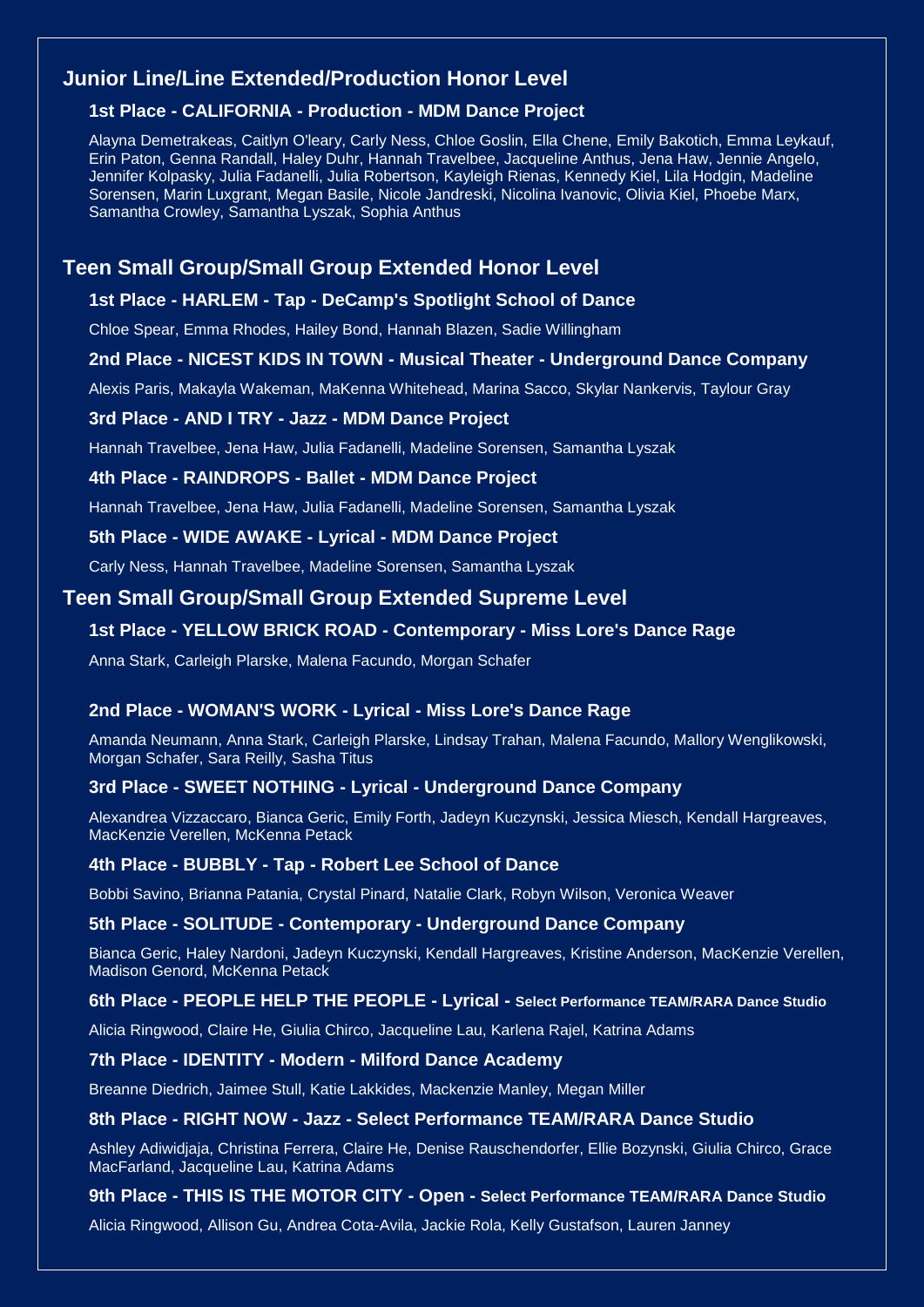## Junior Line/Line Extended/Production Honor Level

### 1st Place - CALIFORNIA - Production - MDM Dance Project

Alayna Demetrakeas, Caitlyn O'leary, Carly Ness, Chloe Goslin, Ella Chene, Emily Bakotich, Emma Leykauf, Erin Paton, Genna Randall, Haley Duhr, Hannah Travelbee, Jacqueline Anthus, Jena Haw, Jennie Angelo, Jennifer Kolpasky, Julia Fadanelli, Julia Robertson, Kayleigh Rienas, Kennedy Kiel, Lila Hodgin, Madeline Sorensen, Marin Luxgrant, Megan Basile, Nicole Jandreski, Nicolina Ivanovic, Olivia Kiel, Phoebe Marx, Samantha Crowley, Samantha Lyszak, Sophia Anthus

## Teen Small Group/Small Group Extended Honor Level

### 1st Place - HARLEM - Tap - DeCamp's Spotlight School of Dance

Chloe Spear, Emma Rhodes, Hailey Bond, Hannah Blazen, Sadie Willingham

### 2nd Place - NICEST KIDS IN TOWN - Musical Theater - Underground Dance Company

Alexis Paris, Makayla Wakeman, MaKenna Whitehead, Marina Sacco, Skylar Nankervis, Taylour Gray

### 3rd Place - AND I TRY - Jazz - MDM Dance Project

Hannah Travelbee, Jena Haw, Julia Fadanelli, Madeline Sorensen, Samantha Lyszak

### 4th Place - RAINDROPS - Ballet - MDM Dance Project

Hannah Travelbee, Jena Haw, Julia Fadanelli, Madeline Sorensen, Samantha Lyszak

### 5th Place - WIDE AWAKE - Lyrical - MDM Dance Project

Carly Ness, Hannah Travelbee, Madeline Sorensen, Samantha Lyszak

## Teen Small Group/Small Group Extended Supreme Level

### 1st Place - YELLOW BRICK ROAD - Contemporary - Miss Lore's Dance Rage

Anna Stark, Carleigh Plarske, Malena Facundo, Morgan Schafer

### 2nd Place - WOMAN'S WORK - Lyrical - Miss Lore's Dance Rage

Amanda Neumann, Anna Stark, Carleigh Plarske, Lindsay Trahan, Malena Facundo, Mallory Wenglikowski, Morgan Schafer, Sara Reilly, Sasha Titus

### 3rd Place - SWEET NOTHING - Lyrical - Underground Dance Company

Alexandrea Vizzaccaro, Bianca Geric, Emily Forth, Jadeyn Kuczynski, Jessica Miesch, Kendall Hargreaves, MacKenzie Verellen, McKenna Petack

### 4th Place - BUBBLY - Tap - Robert Lee School of Dance

Bobbi Savino, Brianna Patania, Crystal Pinard, Natalie Clark, Robyn Wilson, Veronica Weaver

### 5th Place - SOLITUDE - Contemporary - Underground Dance Company

Bianca Geric, Haley Nardoni, Jadeyn Kuczynski, Kendall Hargreaves, Kristine Anderson, MacKenzie Verellen, Madison Genord, McKenna Petack

### 6th Place - PEOPLE HELP THE PEOPLE - Lyrical - Select Performance TEAM/RARA Dance Studio

Alicia Ringwood, Claire He, Giulia Chirco, Jacqueline Lau, Karlena Rajel, Katrina Adams

### 7th Place - IDENTITY - Modern - Milford Dance Academy

Breanne Diedrich, Jaimee Stull, Katie Lakkides, Mackenzie Manley, Megan Miller

### 8th Place - RIGHT NOW - Jazz - Select Performance TEAM/RARA Dance Studio

Ashley Adiwidjaja, Christina Ferrera, Claire He, Denise Rauschendorfer, Ellie Bozynski, Giulia Chirco, Grace MacFarland, Jacqueline Lau, Katrina Adams

### 9th Place - THIS IS THE MOTOR CITY - Open - Select Performance TEAM/RARA Dance Studio

Alicia Ringwood, Allison Gu, Andrea Cota-Avila, Jackie Rola, Kelly Gustafson, Lauren Janney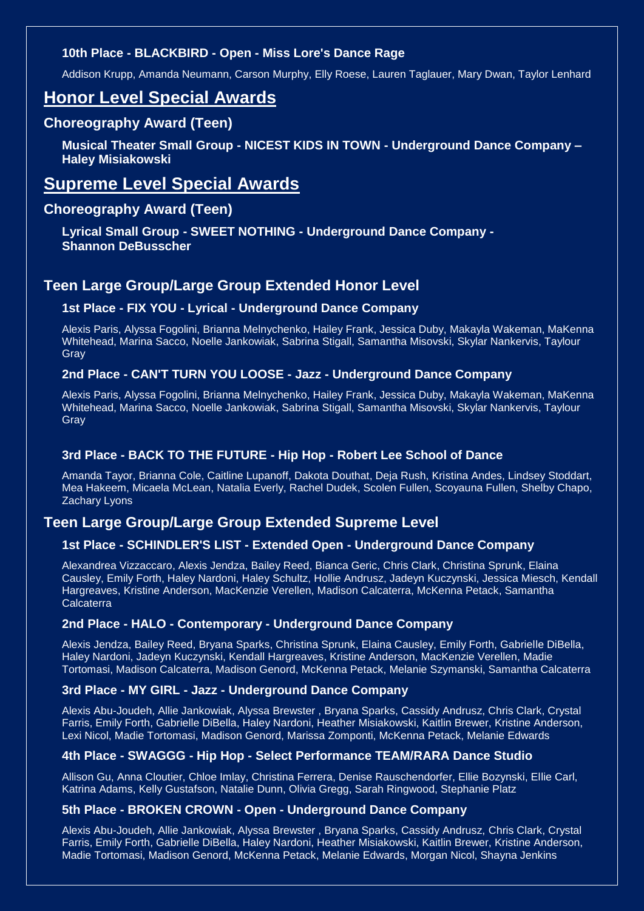#### 10th Place - BLACKBIRD - Open - Miss Lore's Dance Rage

Addison Krupp, Amanda Neumann, Carson Murphy, Elly Roese, Lauren Taglauer, Mary Dwan, Taylor Lenhard

## Honor Level Special Awards

### Choreography Award (Teen)

**Musical Theater Small Group - NICEST KIDS IN TOWN - Underground Dance Company – Haley Misiakowski**

## Supreme Level Special Awards

### Choreography Award (Teen)

**Lyrical Small Group - SWEET NOTHING - Underground Dance Company - Shannon DeBusscher**

### Teen Large Group/Large Group Extended Honor Level

#### 1st Place - FIX YOU - Lyrical - Underground Dance Company

Alexis Paris, Alyssa Fogolini, Brianna Melnychenko, Hailey Frank, Jessica Duby, Makayla Wakeman, MaKenna Whitehead, Marina Sacco, Noelle Jankowiak, Sabrina Stigall, Samantha Misovski, Skylar Nankervis, Taylour Gray

#### 2nd Place - CAN'T TURN YOU LOOSE - Jazz - Underground Dance Company

Alexis Paris, Alyssa Fogolini, Brianna Melnychenko, Hailey Frank, Jessica Duby, Makayla Wakeman, MaKenna Whitehead, Marina Sacco, Noelle Jankowiak, Sabrina Stigall, Samantha Misovski, Skylar Nankervis, Taylour Gray

#### 3rd Place - BACK TO THE FUTURE - Hip Hop - Robert Lee School of Dance

Amanda Tayor, Brianna Cole, Caitline Lupanoff, Dakota Douthat, Deja Rush, Kristina Andes, Lindsey Stoddart, Mea Hakeem, Micaela McLean, Natalia Everly, Rachel Dudek, Scolen Fullen, Scoyauna Fullen, Shelby Chapo, Zachary Lyons

### Teen Large Group/Large Group Extended Supreme Level

#### 1st Place - SCHINDLER'S LIST - Extended Open - Underground Dance Company

Alexandrea Vizzaccaro, Alexis Jendza, Bailey Reed, Bianca Geric, Chris Clark, Christina Sprunk, Elaina Causley, Emily Forth, Haley Nardoni, Haley Schultz, Hollie Andrusz, Jadeyn Kuczynski, Jessica Miesch, Kendall Hargreaves, Kristine Anderson, MacKenzie Verellen, Madison Calcaterra, McKenna Petack, Samantha Calcaterra

#### 2nd Place - HALO - Contemporary - Underground Dance Company

Alexis Jendza, Bailey Reed, Bryana Sparks, Christina Sprunk, Elaina Causley, Emily Forth, Gabrielle DiBella, Haley Nardoni, Jadeyn Kuczynski, Kendall Hargreaves, Kristine Anderson, MacKenzie Verellen, Madie Tortomasi, Madison Calcaterra, Madison Genord, McKenna Petack, Melanie Szymanski, Samantha Calcaterra

#### 3rd Place - MY GIRL - Jazz - Underground Dance Company

Alexis Abu-Joudeh, Allie Jankowiak, Alyssa Brewster , Bryana Sparks, Cassidy Andrusz, Chris Clark, Crystal Farris, Emily Forth, Gabrielle DiBella, Haley Nardoni, Heather Misiakowski, Kaitlin Brewer, Kristine Anderson, Lexi Nicol, Madie Tortomasi, Madison Genord, Marissa Zomponti, McKenna Petack, Melanie Edwards

#### 4th Place - SWAGGG - Hip Hop - Select Performance TEAM/RARA Dance Studio

Allison Gu, Anna Cloutier, Chloe Imlay, Christina Ferrera, Denise Rauschendorfer, Ellie Bozynski, Ellie Carl, Katrina Adams, Kelly Gustafson, Natalie Dunn, Olivia Gregg, Sarah Ringwood, Stephanie Platz

#### 5th Place - BROKEN CROWN - Open - Underground Dance Company

Alexis Abu-Joudeh, Allie Jankowiak, Alyssa Brewster , Bryana Sparks, Cassidy Andrusz, Chris Clark, Crystal Farris, Emily Forth, Gabrielle DiBella, Haley Nardoni, Heather Misiakowski, Kaitlin Brewer, Kristine Anderson, Madie Tortomasi, Madison Genord, McKenna Petack, Melanie Edwards, Morgan Nicol, Shayna Jenkins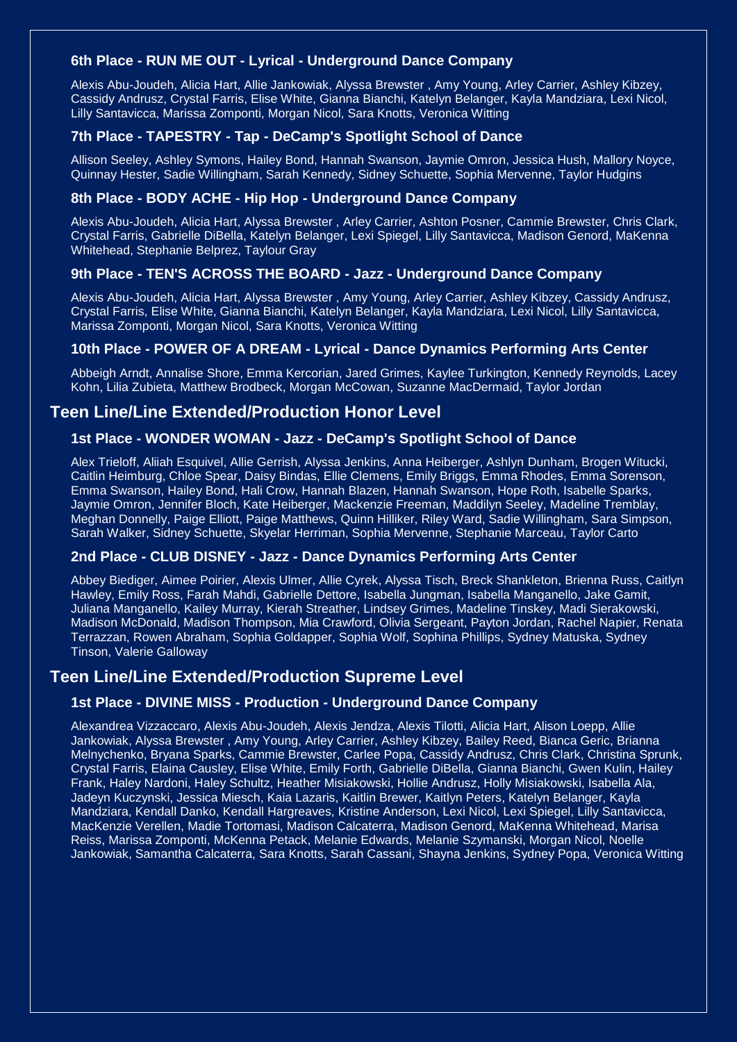### 6th Place - RUN ME OUT - Lyrical - Underground Dance Company

Alexis Abu-Joudeh, Alicia Hart, Allie Jankowiak, Alyssa Brewster , Amy Young, Arley Carrier, Ashley Kibzey, Cassidy Andrusz, Crystal Farris, Elise White, Gianna Bianchi, Katelyn Belanger, Kayla Mandziara, Lexi Nicol, Lilly Santavicca, Marissa Zomponti, Morgan Nicol, Sara Knotts, Veronica Witting

### 7th Place - TAPESTRY - Tap - DeCamp's Spotlight School of Dance

Allison Seeley, Ashley Symons, Hailey Bond, Hannah Swanson, Jaymie Omron, Jessica Hush, Mallory Noyce, Quinnay Hester, Sadie Willingham, Sarah Kennedy, Sidney Schuette, Sophia Mervenne, Taylor Hudgins

### 8th Place - BODY ACHE - Hip Hop - Underground Dance Company

Alexis Abu-Joudeh, Alicia Hart, Alyssa Brewster , Arley Carrier, Ashton Posner, Cammie Brewster, Chris Clark, Crystal Farris, Gabrielle DiBella, Katelyn Belanger, Lexi Spiegel, Lilly Santavicca, Madison Genord, MaKenna Whitehead, Stephanie Belprez, Taylour Gray

### 9th Place - TEN'S ACROSS THE BOARD - Jazz - Underground Dance Company

Alexis Abu-Joudeh, Alicia Hart, Alyssa Brewster , Amy Young, Arley Carrier, Ashley Kibzey, Cassidy Andrusz, Crystal Farris, Elise White, Gianna Bianchi, Katelyn Belanger, Kayla Mandziara, Lexi Nicol, Lilly Santavicca, Marissa Zomponti, Morgan Nicol, Sara Knotts, Veronica Witting

### 10th Place - POWER OF A DREAM - Lyrical - Dance Dynamics Performing Arts Center

Abbeigh Arndt, Annalise Shore, Emma Kercorian, Jared Grimes, Kaylee Turkington, Kennedy Reynolds, Lacey Kohn, Lilia Zubieta, Matthew Brodbeck, Morgan McCowan, Suzanne MacDermaid, Taylor Jordan

## Teen Line/Line Extended/Production Honor Level

### 1st Place - WONDER WOMAN - Jazz - DeCamp's Spotlight School of Dance

Alex Trieloff, Aliiah Esquivel, Allie Gerrish, Alyssa Jenkins, Anna Heiberger, Ashlyn Dunham, Brogen Witucki, Caitlin Heimburg, Chloe Spear, Daisy Bindas, Ellie Clemens, Emily Briggs, Emma Rhodes, Emma Sorenson, Emma Swanson, Hailey Bond, Hali Crow, Hannah Blazen, Hannah Swanson, Hope Roth, Isabelle Sparks, Jaymie Omron, Jennifer Bloch, Kate Heiberger, Mackenzie Freeman, Maddilyn Seeley, Madeline Tremblay, Meghan Donnelly, Paige Elliott, Paige Matthews, Quinn Hilliker, Riley Ward, Sadie Willingham, Sara Simpson, Sarah Walker, Sidney Schuette, Skyelar Herriman, Sophia Mervenne, Stephanie Marceau, Taylor Carto

### 2nd Place - CLUB DISNEY - Jazz - Dance Dynamics Performing Arts Center

Abbey Biediger, Aimee Poirier, Alexis Ulmer, Allie Cyrek, Alyssa Tisch, Breck Shankleton, Brienna Russ, Caitlyn Hawley, Emily Ross, Farah Mahdi, Gabrielle Dettore, Isabella Jungman, Isabella Manganello, Jake Gamit, Juliana Manganello, Kailey Murray, Kierah Streather, Lindsey Grimes, Madeline Tinskey, Madi Sierakowski, Madison McDonald, Madison Thompson, Mia Crawford, Olivia Sergeant, Payton Jordan, Rachel Napier, Renata Terrazzan, Rowen Abraham, Sophia Goldapper, Sophia Wolf, Sophina Phillips, Sydney Matuska, Sydney Tinson, Valerie Galloway

## Teen Line/Line Extended/Production Supreme Level

### 1st Place - DIVINE MISS - Production - Underground Dance Company

Alexandrea Vizzaccaro, Alexis Abu-Joudeh, Alexis Jendza, Alexis Tilotti, Alicia Hart, Alison Loepp, Allie Jankowiak, Alyssa Brewster , Amy Young, Arley Carrier, Ashley Kibzey, Bailey Reed, Bianca Geric, Brianna Melnychenko, Bryana Sparks, Cammie Brewster, Carlee Popa, Cassidy Andrusz, Chris Clark, Christina Sprunk, Crystal Farris, Elaina Causley, Elise White, Emily Forth, Gabrielle DiBella, Gianna Bianchi, Gwen Kulin, Hailey Frank, Haley Nardoni, Haley Schultz, Heather Misiakowski, Hollie Andrusz, Holly Misiakowski, Isabella Ala, Jadeyn Kuczynski, Jessica Miesch, Kaia Lazaris, Kaitlin Brewer, Kaitlyn Peters, Katelyn Belanger, Kayla Mandziara, Kendall Danko, Kendall Hargreaves, Kristine Anderson, Lexi Nicol, Lexi Spiegel, Lilly Santavicca, MacKenzie Verellen, Madie Tortomasi, Madison Calcaterra, Madison Genord, MaKenna Whitehead, Marisa Reiss, Marissa Zomponti, McKenna Petack, Melanie Edwards, Melanie Szymanski, Morgan Nicol, Noelle Jankowiak, Samantha Calcaterra, Sara Knotts, Sarah Cassani, Shayna Jenkins, Sydney Popa, Veronica Witting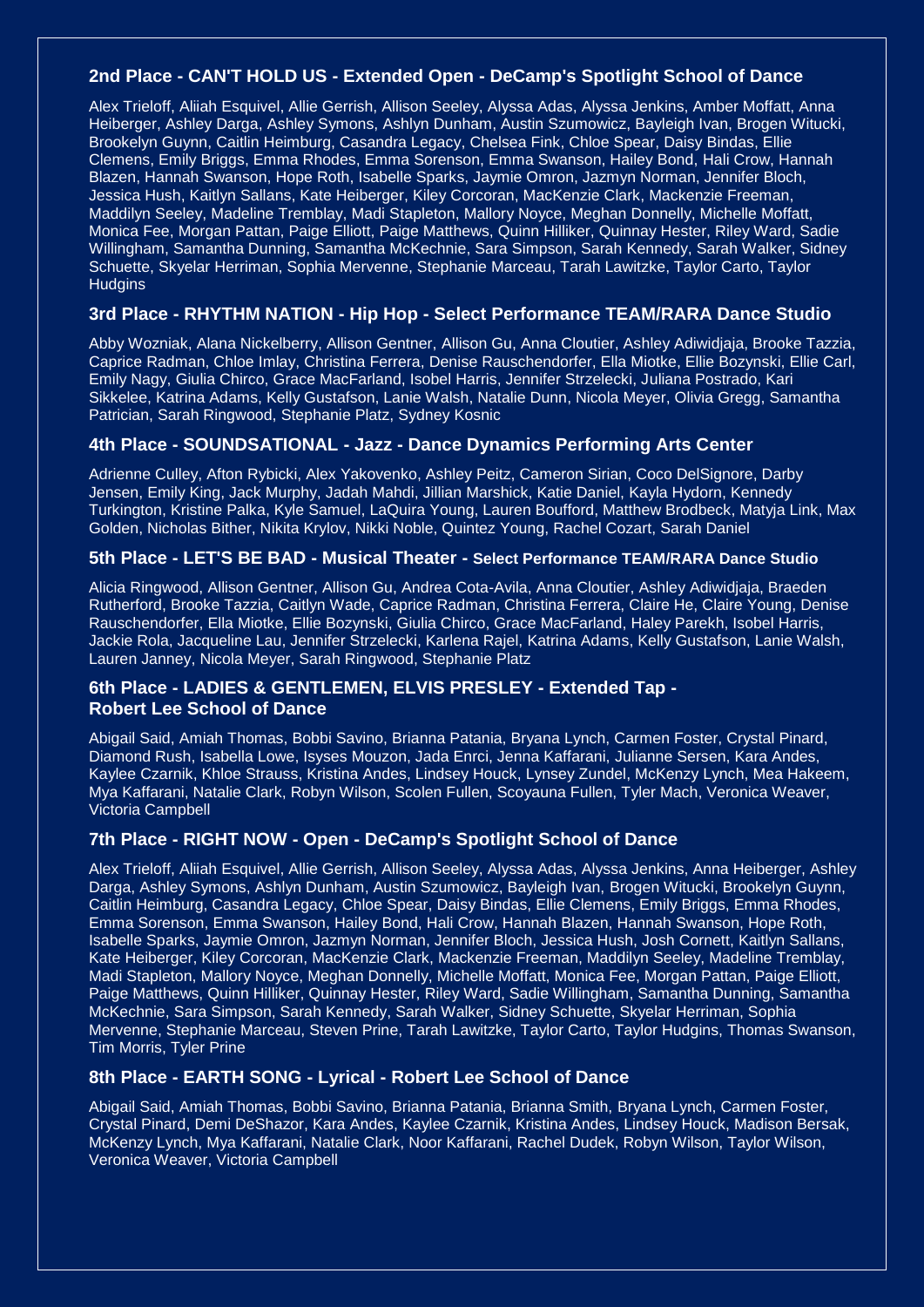### 2nd Place - CAN'T HOLD US - Extended Open - DeCamp's Spotlight School of Dance

Alex Trieloff, Aliiah Esquivel, Allie Gerrish, Allison Seeley, Alyssa Adas, Alyssa Jenkins, Amber Moffatt, Anna Heiberger, Ashley Darga, Ashley Symons, Ashlyn Dunham, Austin Szumowicz, Bayleigh Ivan, Brogen Witucki, Brookelyn Guynn, Caitlin Heimburg, Casandra Legacy, Chelsea Fink, Chloe Spear, Daisy Bindas, Ellie Clemens, Emily Briggs, Emma Rhodes, Emma Sorenson, Emma Swanson, Hailey Bond, Hali Crow, Hannah Blazen, Hannah Swanson, Hope Roth, Isabelle Sparks, Jaymie Omron, Jazmyn Norman, Jennifer Bloch, Jessica Hush, Kaitlyn Sallans, Kate Heiberger, Kiley Corcoran, MacKenzie Clark, Mackenzie Freeman, Maddilyn Seeley, Madeline Tremblay, Madi Stapleton, Mallory Noyce, Meghan Donnelly, Michelle Moffatt, Monica Fee, Morgan Pattan, Paige Elliott, Paige Matthews, Quinn Hilliker, Quinnay Hester, Riley Ward, Sadie Willingham, Samantha Dunning, Samantha McKechnie, Sara Simpson, Sarah Kennedy, Sarah Walker, Sidney Schuette, Skyelar Herriman, Sophia Mervenne, Stephanie Marceau, Tarah Lawitzke, Taylor Carto, Taylor Hudgins

### 3rd Place - RHYTHM NATION - Hip Hop - Select Performance TEAM/RARA Dance Studio

Abby Wozniak, Alana Nickelberry, Allison Gentner, Allison Gu, Anna Cloutier, Ashley Adiwidjaja, Brooke Tazzia, Caprice Radman, Chloe Imlay, Christina Ferrera, Denise Rauschendorfer, Ella Miotke, Ellie Bozynski, Ellie Carl, Emily Nagy, Giulia Chirco, Grace MacFarland, Isobel Harris, Jennifer Strzelecki, Juliana Postrado, Kari Sikkelee, Katrina Adams, Kelly Gustafson, Lanie Walsh, Natalie Dunn, Nicola Meyer, Olivia Gregg, Samantha Patrician, Sarah Ringwood, Stephanie Platz, Sydney Kosnic

### 4th Place - SOUNDSATIONAL - Jazz - Dance Dynamics Performing Arts Center

Adrienne Culley, Afton Rybicki, Alex Yakovenko, Ashley Peitz, Cameron Sirian, Coco DelSignore, Darby Jensen, Emily King, Jack Murphy, Jadah Mahdi, Jillian Marshick, Katie Daniel, Kayla Hydorn, Kennedy Turkington, Kristine Palka, Kyle Samuel, LaQuira Young, Lauren Boufford, Matthew Brodbeck, Matyja Link, Max Golden, Nicholas Bither, Nikita Krylov, Nikki Noble, Quintez Young, Rachel Cozart, Sarah Daniel

### 5th Place - LET'S BE BAD - Musical Theater - Select Performance TEAM/RARA Dance Studio

Alicia Ringwood, Allison Gentner, Allison Gu, Andrea Cota-Avila, Anna Cloutier, Ashley Adiwidjaja, Braeden Rutherford, Brooke Tazzia, Caitlyn Wade, Caprice Radman, Christina Ferrera, Claire He, Claire Young, Denise Rauschendorfer, Ella Miotke, Ellie Bozynski, Giulia Chirco, Grace MacFarland, Haley Parekh, Isobel Harris, Jackie Rola, Jacqueline Lau, Jennifer Strzelecki, Karlena Rajel, Katrina Adams, Kelly Gustafson, Lanie Walsh, Lauren Janney, Nicola Meyer, Sarah Ringwood, Stephanie Platz

### 6th Place - LADIES & GENTLEMEN, ELVIS PRESLEY - Extended Tap - Robert Lee School of Dance

Abigail Said, Amiah Thomas, Bobbi Savino, Brianna Patania, Bryana Lynch, Carmen Foster, Crystal Pinard, Diamond Rush, Isabella Lowe, Isyses Mouzon, Jada Enrci, Jenna Kaffarani, Julianne Sersen, Kara Andes, Kaylee Czarnik, Khloe Strauss, Kristina Andes, Lindsey Houck, Lynsey Zundel, McKenzy Lynch, Mea Hakeem, Mya Kaffarani, Natalie Clark, Robyn Wilson, Scolen Fullen, Scoyauna Fullen, Tyler Mach, Veronica Weaver, Victoria Campbell

### 7th Place - RIGHT NOW - Open - DeCamp's Spotlight School of Dance

Alex Trieloff, Aliiah Esquivel, Allie Gerrish, Allison Seeley, Alyssa Adas, Alyssa Jenkins, Anna Heiberger, Ashley Darga, Ashley Symons, Ashlyn Dunham, Austin Szumowicz, Bayleigh Ivan, Brogen Witucki, Brookelyn Guynn, Caitlin Heimburg, Casandra Legacy, Chloe Spear, Daisy Bindas, Ellie Clemens, Emily Briggs, Emma Rhodes, Emma Sorenson, Emma Swanson, Hailey Bond, Hali Crow, Hannah Blazen, Hannah Swanson, Hope Roth, Isabelle Sparks, Jaymie Omron, Jazmyn Norman, Jennifer Bloch, Jessica Hush, Josh Cornett, Kaitlyn Sallans, Kate Heiberger, Kiley Corcoran, MacKenzie Clark, Mackenzie Freeman, Maddilyn Seeley, Madeline Tremblay, Madi Stapleton, Mallory Noyce, Meghan Donnelly, Michelle Moffatt, Monica Fee, Morgan Pattan, Paige Elliott, Paige Matthews, Quinn Hilliker, Quinnay Hester, Riley Ward, Sadie Willingham, Samantha Dunning, Samantha McKechnie, Sara Simpson, Sarah Kennedy, Sarah Walker, Sidney Schuette, Skyelar Herriman, Sophia Mervenne, Stephanie Marceau, Steven Prine, Tarah Lawitzke, Taylor Carto, Taylor Hudgins, Thomas Swanson, Tim Morris, Tyler Prine

### 8th Place - EARTH SONG - Lyrical - Robert Lee School of Dance

Abigail Said, Amiah Thomas, Bobbi Savino, Brianna Patania, Brianna Smith, Bryana Lynch, Carmen Foster, Crystal Pinard, Demi DeShazor, Kara Andes, Kaylee Czarnik, Kristina Andes, Lindsey Houck, Madison Bersak, McKenzy Lynch, Mya Kaffarani, Natalie Clark, Noor Kaffarani, Rachel Dudek, Robyn Wilson, Taylor Wilson, Veronica Weaver, Victoria Campbell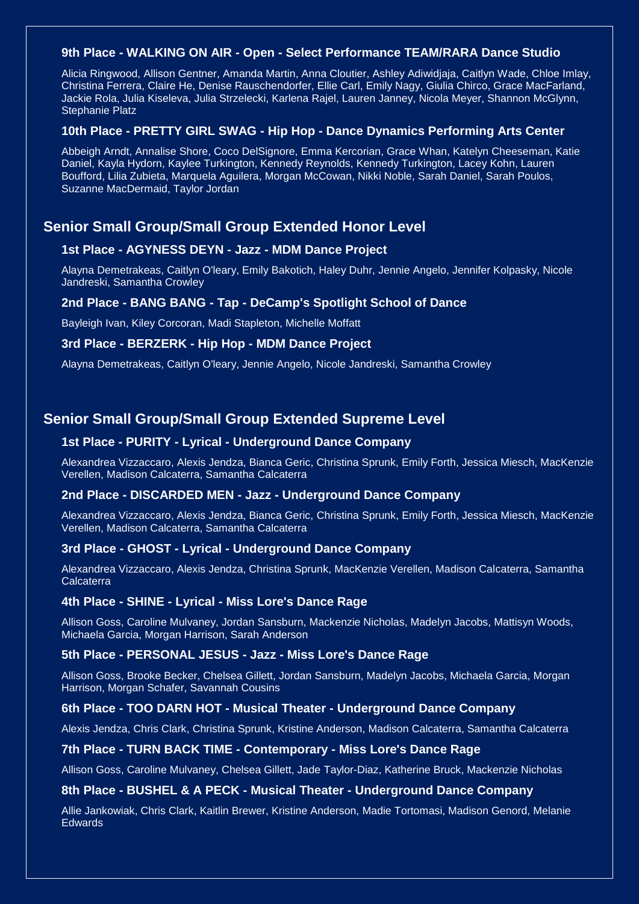### 9th Place - WALKING ON AIR - Open - Select Performance TEAM/RARA Dance Studio

Alicia Ringwood, Allison Gentner, Amanda Martin, Anna Cloutier, Ashley Adiwidjaja, Caitlyn Wade, Chloe Imlay, Christina Ferrera, Claire He, Denise Rauschendorfer, Ellie Carl, Emily Nagy, Giulia Chirco, Grace MacFarland, Jackie Rola, Julia Kiseleva, Julia Strzelecki, Karlena Rajel, Lauren Janney, Nicola Meyer, Shannon McGlynn, Stephanie Platz

### 10th Place - PRETTY GIRL SWAG - Hip Hop - Dance Dynamics Performing Arts Center

Abbeigh Arndt, Annalise Shore, Coco DelSignore, Emma Kercorian, Grace Whan, Katelyn Cheeseman, Katie Daniel, Kayla Hydorn, Kaylee Turkington, Kennedy Reynolds, Kennedy Turkington, Lacey Kohn, Lauren Boufford, Lilia Zubieta, Marquela Aguilera, Morgan McCowan, Nikki Noble, Sarah Daniel, Sarah Poulos, Suzanne MacDermaid, Taylor Jordan

## Senior Small Group/Small Group Extended Honor Level

### 1st Place - AGYNESS DEYN - Jazz - MDM Dance Project

Alayna Demetrakeas, Caitlyn O'leary, Emily Bakotich, Haley Duhr, Jennie Angelo, Jennifer Kolpasky, Nicole Jandreski, Samantha Crowley

### 2nd Place - BANG BANG - Tap - DeCamp's Spotlight School of Dance

Bayleigh Ivan, Kiley Corcoran, Madi Stapleton, Michelle Moffatt

### 3rd Place - BERZERK - Hip Hop - MDM Dance Project

Alayna Demetrakeas, Caitlyn O'leary, Jennie Angelo, Nicole Jandreski, Samantha Crowley

## Senior Small Group/Small Group Extended Supreme Level

### 1st Place - PURITY - Lyrical - Underground Dance Company

Alexandrea Vizzaccaro, Alexis Jendza, Bianca Geric, Christina Sprunk, Emily Forth, Jessica Miesch, MacKenzie Verellen, Madison Calcaterra, Samantha Calcaterra

### 2nd Place - DISCARDED MEN - Jazz - Underground Dance Company

Alexandrea Vizzaccaro, Alexis Jendza, Bianca Geric, Christina Sprunk, Emily Forth, Jessica Miesch, MacKenzie Verellen, Madison Calcaterra, Samantha Calcaterra

### 3rd Place - GHOST - Lyrical - Underground Dance Company

Alexandrea Vizzaccaro, Alexis Jendza, Christina Sprunk, MacKenzie Verellen, Madison Calcaterra, Samantha Calcaterra

### 4th Place - SHINE - Lyrical - Miss Lore's Dance Rage

Allison Goss, Caroline Mulvaney, Jordan Sansburn, Mackenzie Nicholas, Madelyn Jacobs, Mattisyn Woods, Michaela Garcia, Morgan Harrison, Sarah Anderson

### 5th Place - PERSONAL JESUS - Jazz - Miss Lore's Dance Rage

Allison Goss, Brooke Becker, Chelsea Gillett, Jordan Sansburn, Madelyn Jacobs, Michaela Garcia, Morgan Harrison, Morgan Schafer, Savannah Cousins

### 6th Place - TOO DARN HOT - Musical Theater - Underground Dance Company

Alexis Jendza, Chris Clark, Christina Sprunk, Kristine Anderson, Madison Calcaterra, Samantha Calcaterra

### 7th Place - TURN BACK TIME - Contemporary - Miss Lore's Dance Rage

Allison Goss, Caroline Mulvaney, Chelsea Gillett, Jade Taylor-Diaz, Katherine Bruck, Mackenzie Nicholas

### 8th Place - BUSHEL & A PECK - Musical Theater - Underground Dance Company

Allie Jankowiak, Chris Clark, Kaitlin Brewer, Kristine Anderson, Madie Tortomasi, Madison Genord, Melanie Edwards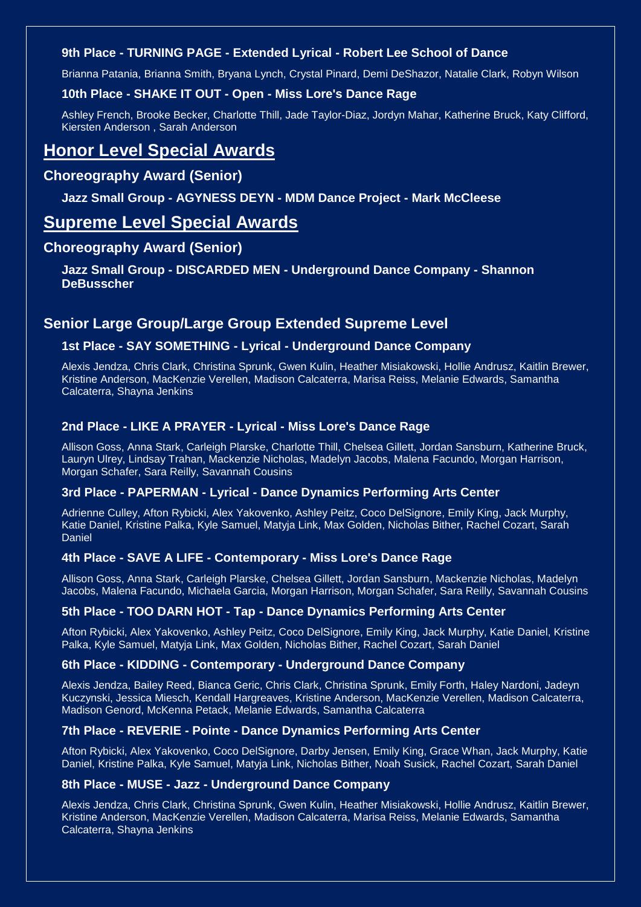**9th Place - TURNING PAGE - Extended Lyrical - Robert Lee School of Dance**

Brianna Patania, Brianna Smith, Bryana Lynch, Crystal Pinard, Demi DeShazor, Natalie Clark, Robyn Wilson

**10th Place - SHAKE IT OUT - Open - Miss Lore's Dance Rage**

Ashley French, Brooke Becker, Charlotte Thill, Jade Taylor-Diaz, Jordyn Mahar, Katherine Bruck, Katy Clifford, Kiersten Anderson , Sarah Anderson

## Honor Level Special Awards

### Choreography Award (Senior)

**Jazz Small Group - AGYNESS DEYN - MDM Dance Project - Mark McCleese**

## Supreme Level Special Awards

### Choreography Award (Senior)

**Jazz Small Group - DISCARDED MEN - Underground Dance Company - Shannon DeBusscher**

### Senior Large Group/Large Group Extended Supreme Level

**1st Place - SAY SOMETHING - Lyrical - Underground Dance Company**

Alexis Jendza, Chris Clark, Christina Sprunk, Gwen Kulin, Heather Misiakowski, Hollie Andrusz, Kaitlin Brewer, Kristine Anderson, MacKenzie Verellen, Madison Calcaterra, Marisa Reiss, Melanie Edwards, Samantha Calcaterra, Shayna Jenkins

**2nd Place - LIKE A PRAYER - Lyrical - Miss Lore's Dance Rage**

Allison Goss, Anna Stark, Carleigh Plarske, Charlotte Thill, Chelsea Gillett, Jordan Sansburn, Katherine Bruck, Lauryn Ulrey, Lindsay Trahan, Mackenzie Nicholas, Madelyn Jacobs, Malena Facundo, Morgan Harrison, Morgan Schafer, Sara Reilly, Savannah Cousins

**3rd Place - PAPERMAN - Lyrical - Dance Dynamics Performing Arts Center**

Adrienne Culley, Afton Rybicki, Alex Yakovenko, Ashley Peitz, Coco DelSignore, Emily King, Jack Murphy, Katie Daniel, Kristine Palka, Kyle Samuel, Matyja Link, Max Golden, Nicholas Bither, Rachel Cozart, Sarah Daniel

**4th Place - SAVE A LIFE - Contemporary - Miss Lore's Dance Rage**

Allison Goss, Anna Stark, Carleigh Plarske, Chelsea Gillett, Jordan Sansburn, Mackenzie Nicholas, Madelyn Jacobs, Malena Facundo, Michaela Garcia, Morgan Harrison, Morgan Schafer, Sara Reilly, Savannah Cousins

**5th Place - TOO DARN HOT - Tap - Dance Dynamics Performing Arts Center**

Afton Rybicki, Alex Yakovenko, Ashley Peitz, Coco DelSignore, Emily King, Jack Murphy, Katie Daniel, Kristine Palka, Kyle Samuel, Matyja Link, Max Golden, Nicholas Bither, Rachel Cozart, Sarah Daniel

**6th Place - KIDDING - Contemporary - Underground Dance Company**

Alexis Jendza, Bailey Reed, Bianca Geric, Chris Clark, Christina Sprunk, Emily Forth, Haley Nardoni, Jadeyn Kuczynski, Jessica Miesch, Kendall Hargreaves, Kristine Anderson, MacKenzie Verellen, Madison Calcaterra, Madison Genord, McKenna Petack, Melanie Edwards, Samantha Calcaterra

**7th Place - REVERIE - Pointe - Dance Dynamics Performing Arts Center**

Afton Rybicki, Alex Yakovenko, Coco DelSignore, Darby Jensen, Emily King, Grace Whan, Jack Murphy, Katie Daniel, Kristine Palka, Kyle Samuel, Matyja Link, Nicholas Bither, Noah Susick, Rachel Cozart, Sarah Daniel

**8th Place - MUSE - Jazz - Underground Dance Company**

Alexis Jendza, Chris Clark, Christina Sprunk, Gwen Kulin, Heather Misiakowski, Hollie Andrusz, Kaitlin Brewer, Kristine Anderson, MacKenzie Verellen, Madison Calcaterra, Marisa Reiss, Melanie Edwards, Samantha Calcaterra, Shayna Jenkins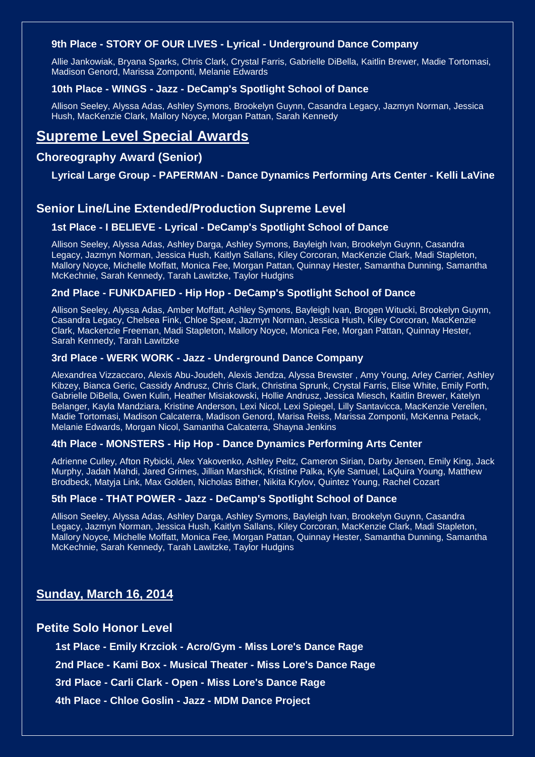**9th Place - STORY OF OUR LIVES - Lyrical - Underground Dance Company**

Allie Jankowiak, Bryana Sparks, Chris Clark, Crystal Farris, Gabrielle DiBella, Kaitlin Brewer, Madie Tortomasi, Madison Genord, Marissa Zomponti, Melanie Edwards

**10th Place - WINGS - Jazz - DeCamp's Spotlight School of Dance**

Allison Seeley, Alyssa Adas, Ashley Symons, Brookelyn Guynn, Casandra Legacy, Jazmyn Norman, Jessica Hush, MacKenzie Clark, Mallory Noyce, Morgan Pattan, Sarah Kennedy

## Supreme Level Special Awards

### Choreography Award (Senior)

**Lyrical Large Group - PAPERMAN - Dance Dynamics Performing Arts Center - Kelli LaVine**

### Senior Line/Line Extended/Production Supreme Level

**1st Place - I BELIEVE - Lyrical - DeCamp's Spotlight School of Dance**

Allison Seeley, Alyssa Adas, Ashley Darga, Ashley Symons, Bayleigh Ivan, Brookelyn Guynn, Casandra Legacy, Jazmyn Norman, Jessica Hush, Kaitlyn Sallans, Kiley Corcoran, MacKenzie Clark, Madi Stapleton, Mallory Noyce, Michelle Moffatt, Monica Fee, Morgan Pattan, Quinnay Hester, Samantha Dunning, Samantha McKechnie, Sarah Kennedy, Tarah Lawitzke, Taylor Hudgins

**2nd Place - FUNKDAFIED - Hip Hop - DeCamp's Spotlight School of Dance**

Allison Seeley, Alyssa Adas, Amber Moffatt, Ashley Symons, Bayleigh Ivan, Brogen Witucki, Brookelyn Guynn, Casandra Legacy, Chelsea Fink, Chloe Spear, Jazmyn Norman, Jessica Hush, Kiley Corcoran, MacKenzie Clark, Mackenzie Freeman, Madi Stapleton, Mallory Noyce, Monica Fee, Morgan Pattan, Quinnay Hester, Sarah Kennedy, Tarah Lawitzke

**3rd Place - WERK WORK - Jazz - Underground Dance Company**

Alexandrea Vizzaccaro, Alexis Abu-Joudeh, Alexis Jendza, Alyssa Brewster , Amy Young, Arley Carrier, Ashley Kibzey, Bianca Geric, Cassidy Andrusz, Chris Clark, Christina Sprunk, Crystal Farris, Elise White, Emily Forth, Gabrielle DiBella, Gwen Kulin, Heather Misiakowski, Hollie Andrusz, Jessica Miesch, Kaitlin Brewer, Katelyn Belanger, Kayla Mandziara, Kristine Anderson, Lexi Nicol, Lexi Spiegel, Lilly Santavicca, MacKenzie Verellen, Madie Tortomasi, Madison Calcaterra, Madison Genord, Marisa Reiss, Marissa Zomponti, McKenna Petack, Melanie Edwards, Morgan Nicol, Samantha Calcaterra, Shayna Jenkins

**4th Place - MONSTERS - Hip Hop - Dance Dynamics Performing Arts Center**

Adrienne Culley, Afton Rybicki, Alex Yakovenko, Ashley Peitz, Cameron Sirian, Darby Jensen, Emily King, Jack Murphy, Jadah Mahdi, Jared Grimes, Jillian Marshick, Kristine Palka, Kyle Samuel, LaQuira Young, Matthew Brodbeck, Matyja Link, Max Golden, Nicholas Bither, Nikita Krylov, Quintez Young, Rachel Cozart

**5th Place - THAT POWER - Jazz - DeCamp's Spotlight School of Dance**

Allison Seeley, Alyssa Adas, Ashley Darga, Ashley Symons, Bayleigh Ivan, Brookelyn Guynn, Casandra Legacy, Jazmyn Norman, Jessica Hush, Kaitlyn Sallans, Kiley Corcoran, MacKenzie Clark, Madi Stapleton, Mallory Noyce, Michelle Moffatt, Monica Fee, Morgan Pattan, Quinnay Hester, Samantha Dunning, Samantha McKechnie, Sarah Kennedy, Tarah Lawitzke, Taylor Hudgins

## Sunday, March 16, 2014

### Petite Solo Honor Level

**1st Place - Emily Krzciok - Acro/Gym - Miss Lore's Dance Rage**

**2nd Place - Kami Box - Musical Theater - Miss Lore's Dance Rage**

**3rd Place - Carli Clark - Open - Miss Lore's Dance Rage**

**4th Place - Chloe Goslin - Jazz - MDM Dance Project**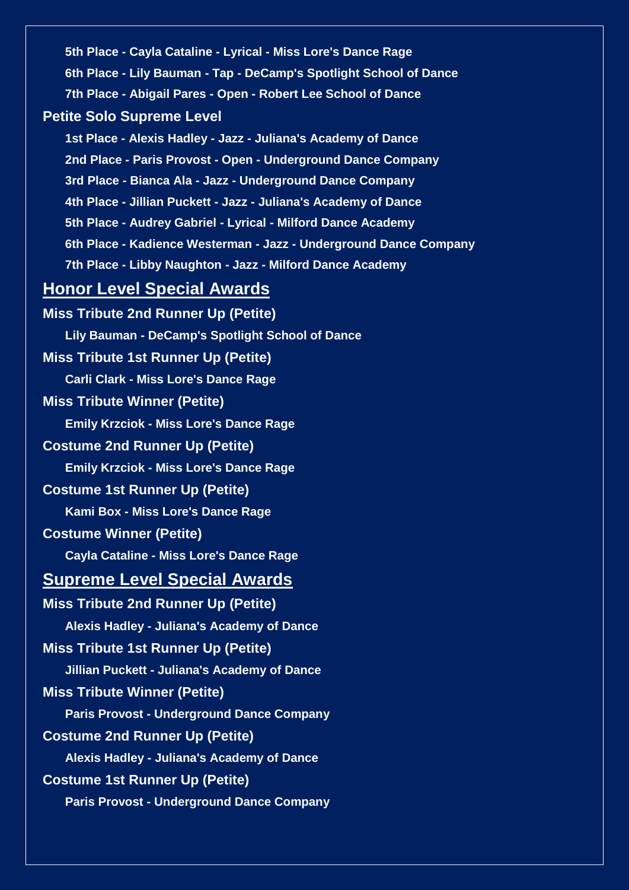**5th Place - Cayla Cataline - Lyrical - Miss Lore's Dance Rage**

**6th Place - Lily Bauman - Tap - DeCamp's Spotlight School of Dance**

**7th Place - Abigail Pares - Open - Robert Lee School of Dance**

### Petite Solo Supreme Level

**1st Place - Alexis Hadley - Jazz - Juliana's Academy of Dance**

**2nd Place - Paris Provost - Open - Underground Dance Company**

**3rd Place - Bianca Ala - Jazz - Underground Dance Company**

**4th Place - Jillian Puckett - Jazz - Juliana's Academy of Dance**

**5th Place - Audrey Gabriel - Lyrical - Milford Dance Academy**

**6th Place - Kadience Westerman - Jazz - Underground Dance Company**

**7th Place - Libby Naughton - Jazz - Milford Dance Academy**

## Honor Level Special Awards

### Miss Tribute 2nd Runner Up (Petite)

**Lily Bauman - DeCamp's Spotlight School of Dance**

### Miss Tribute 1st Runner Up (Petite)

**Carli Clark - Miss Lore's Dance Rage**

### Miss Tribute Winner (Petite)

**Emily Krzciok - Miss Lore's Dance Rage**

### Costume 2nd Runner Up (Petite)

**Emily Krzciok - Miss Lore's Dance Rage**

### Costume 1st Runner Up (Petite)

**Kami Box - Miss Lore's Dance Rage**

### Costume Winner (Petite)

**Cayla Cataline - Miss Lore's Dance Rage**

## Supreme Level Special Awards

### Miss Tribute 2nd Runner Up (Petite)

**Alexis Hadley - Juliana's Academy of Dance**

### Miss Tribute 1st Runner Up (Petite)

**Jillian Puckett - Juliana's Academy of Dance**

### Miss Tribute Winner (Petite)

**Paris Provost - Underground Dance Company**

### Costume 2nd Runner Up (Petite)

**Alexis Hadley - Juliana's Academy of Dance**

### Costume 1st Runner Up (Petite)

**Paris Provost - Underground Dance Company**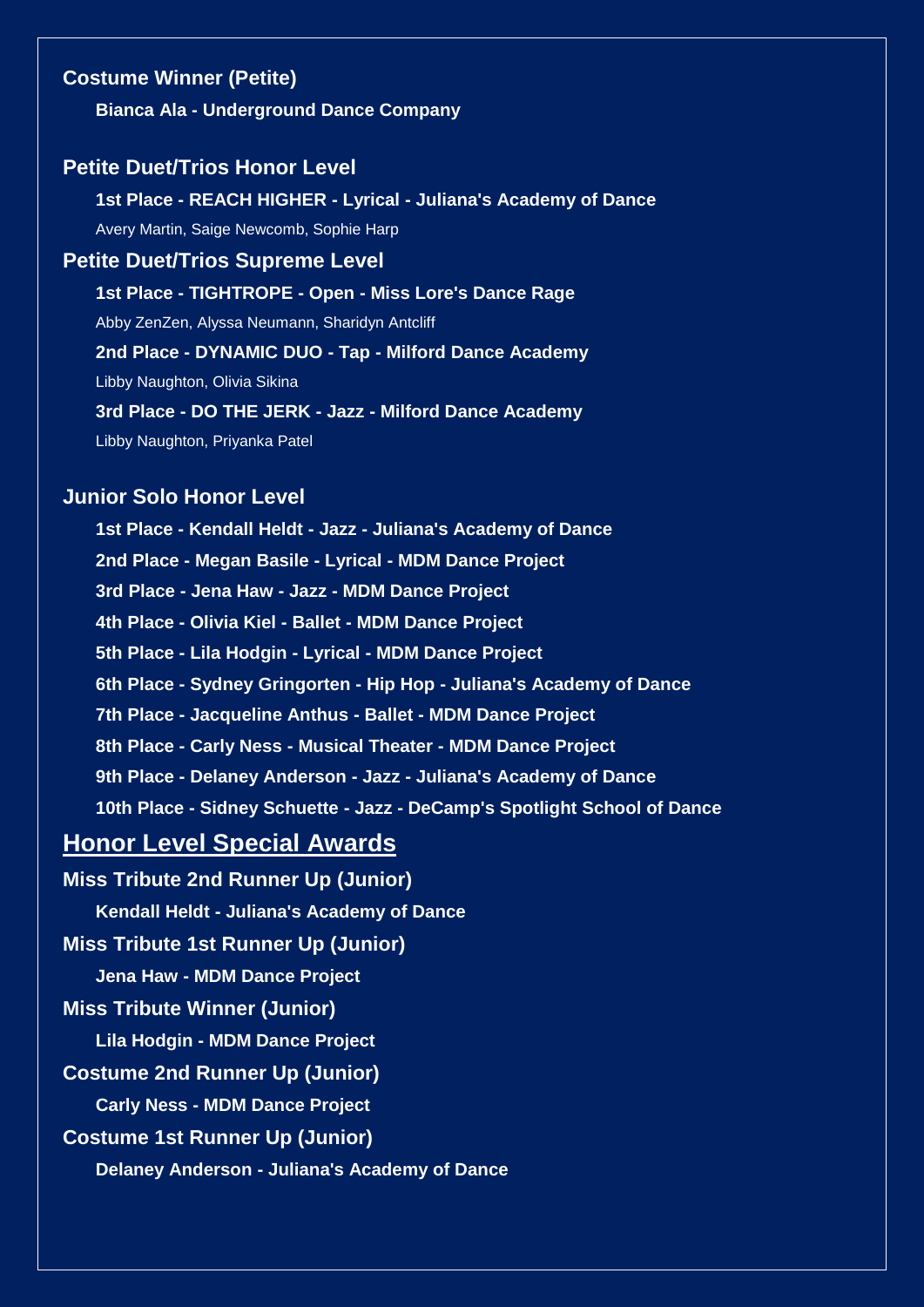### Costume Winner (Petite)

**Bianca Ala - Underground Dance Company**

### Petite Duet/Trios Honor Level

**1st Place - REACH HIGHER - Lyrical - Juliana's Academy of Dance**

Avery Martin, Saige Newcomb, Sophie Harp

### Petite Duet/Trios Supreme Level

**1st Place - TIGHTROPE - Open - Miss Lore's Dance Rage**

Abby ZenZen, Alyssa Neumann, Sharidyn Antcliff

**2nd Place - DYNAMIC DUO - Tap - Milford Dance Academy**

Libby Naughton, Olivia Sikina

**3rd Place - DO THE JERK - Jazz - Milford Dance Academy**

Libby Naughton, Priyanka Patel

### Junior Solo Honor Level

**1st Place - Kendall Heldt - Jazz - Juliana's Academy of Dance**

**2nd Place - Megan Basile - Lyrical - MDM Dance Project**

**3rd Place - Jena Haw - Jazz - MDM Dance Project**

**4th Place - Olivia Kiel - Ballet - MDM Dance Project**

**5th Place - Lila Hodgin - Lyrical - MDM Dance Project**

**6th Place - Sydney Gringorten - Hip Hop - Juliana's Academy of Dance**

**7th Place - Jacqueline Anthus - Ballet - MDM Dance Project**

**8th Place - Carly Ness - Musical Theater - MDM Dance Project**

**9th Place - Delaney Anderson - Jazz - Juliana's Academy of Dance**

**10th Place - Sidney Schuette - Jazz - DeCamp's Spotlight School of Dance**

## Honor Level Special Awards

### Miss Tribute 2nd Runner Up (Junior)

**Kendall Heldt - Juliana's Academy of Dance**

### Miss Tribute 1st Runner Up (Junior)

**Jena Haw - MDM Dance Project**

### Miss Tribute Winner (Junior)

**Lila Hodgin - MDM Dance Project**

### Costume 2nd Runner Up (Junior)

**Carly Ness - MDM Dance Project**

### Costume 1st Runner Up (Junior)

**Delaney Anderson - Juliana's Academy of Dance**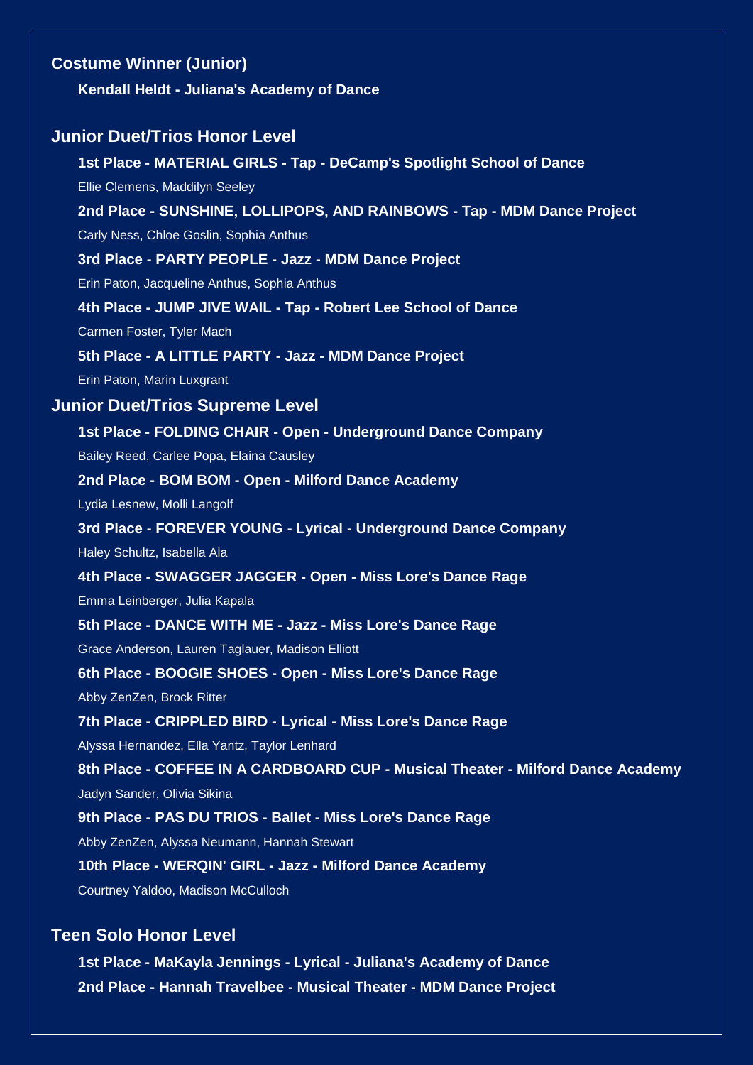## Costume Winner (Junior)

**Kendall Heldt - Juliana's Academy of Dance**

## Junior Duet/Trios Honor Level

**1st Place - MATERIAL GIRLS - Tap - DeCamp's Spotlight School of Dance**

Ellie Clemens, Maddilyn Seeley

**2nd Place - SUNSHINE, LOLLIPOPS, AND RAINBOWS - Tap - MDM Dance Project**

Carly Ness, Chloe Goslin, Sophia Anthus

**3rd Place - PARTY PEOPLE - Jazz - MDM Dance Project**

Erin Paton, Jacqueline Anthus, Sophia Anthus

**4th Place - JUMP JIVE WAIL - Tap - Robert Lee School of Dance**

Carmen Foster, Tyler Mach

**5th Place - A LITTLE PARTY - Jazz - MDM Dance Project**

Erin Paton, Marin Luxgrant

## Junior Duet/Trios Supreme Level

**1st Place - FOLDING CHAIR - Open - Underground Dance Company**

Bailey Reed, Carlee Popa, Elaina Causley

**2nd Place - BOM BOM - Open - Milford Dance Academy**

Lydia Lesnew, Molli Langolf

**3rd Place - FOREVER YOUNG - Lyrical - Underground Dance Company**

Haley Schultz, Isabella Ala

**4th Place - SWAGGER JAGGER - Open - Miss Lore's Dance Rage**

Emma Leinberger, Julia Kapala

**5th Place - DANCE WITH ME - Jazz - Miss Lore's Dance Rage**

Grace Anderson, Lauren Taglauer, Madison Elliott

**6th Place - BOOGIE SHOES - Open - Miss Lore's Dance Rage**

Abby ZenZen, Brock Ritter

**7th Place - CRIPPLED BIRD - Lyrical - Miss Lore's Dance Rage**

Alyssa Hernandez, Ella Yantz, Taylor Lenhard

**8th Place - COFFEE IN A CARDBOARD CUP - Musical Theater - Milford Dance Academy**

Jadyn Sander, Olivia Sikina

**9th Place - PAS DU TRIOS - Ballet - Miss Lore's Dance Rage**

Abby ZenZen, Alyssa Neumann, Hannah Stewart

**10th Place - WERQIN' GIRL - Jazz - Milford Dance Academy**

Courtney Yaldoo, Madison McCulloch

## Teen Solo Honor Level

**1st Place - MaKayla Jennings - Lyrical - Juliana's Academy of Dance**

**2nd Place - Hannah Travelbee - Musical Theater - MDM Dance Project**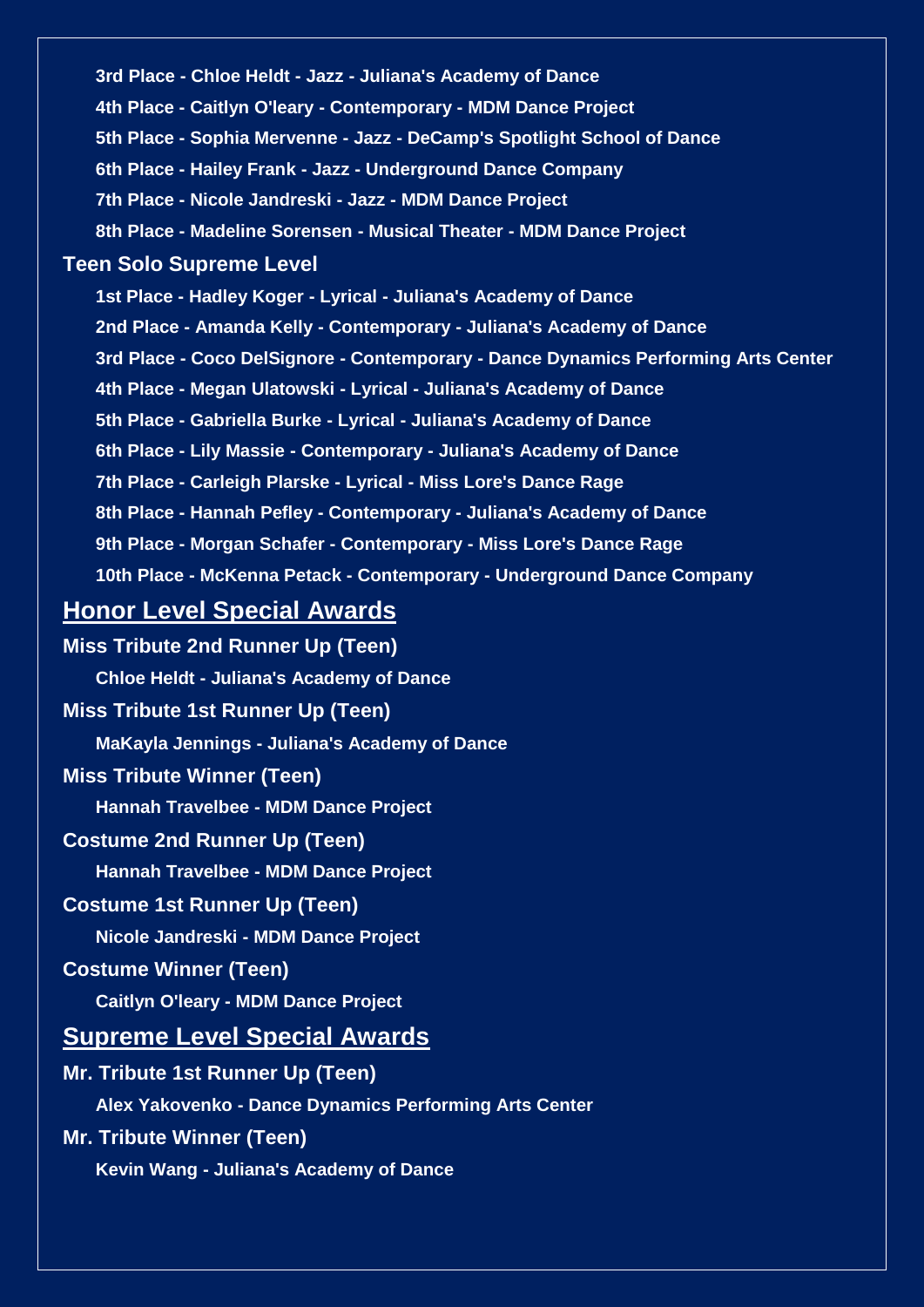- 3rd Place - Chloe Heldt - Jazz - Juliana's Academy of Dance
- 4th Place - Caitlyn O'leary - Contemporary - MDM Dance Project
- 5th Place - Sophia Mervenne - Jazz - DeCamp's Spotlight School of Dance
- 6th Place - Hailey Frank - Jazz - Underground Dance Company
- 7th Place - Nicole Jandreski - Jazz - MDM Dance Project
- 8th Place - Madeline Sorensen - Musical Theater - MDM Dance Project

### Teen Solo Supreme Level

- 1st Place - Hadley Koger - Lyrical - Juliana's Academy of Dance
- 2nd Place - Amanda Kelly - Contemporary - Juliana's Academy of Dance
- 3rd Place - Coco DelSignore - Contemporary - Dance Dynamics Performing Arts Center
- 4th Place - Megan Ulatowski - Lyrical - Juliana's Academy of Dance
- 5th Place - Gabriella Burke - Lyrical - Juliana's Academy of Dance
- 6th Place - Lily Massie - Contemporary - Juliana's Academy of Dance
- 7th Place - Carleigh Plarske - Lyrical - Miss Lore's Dance Rage
- 8th Place - Hannah Pefley - Contemporary - Juliana's Academy of Dance
- 9th Place - Morgan Schafer - Contemporary - Miss Lore's Dance Rage
- 10th Place - McKenna Petack - Contemporary - Underground Dance Company

## Honor Level Special Awards

### Miss Tribute 2nd Runner Up (Teen)

Chloe Heldt - Juliana's Academy of Dance

### Miss Tribute 1st Runner Up (Teen)

MaKayla Jennings - Juliana's Academy of Dance

### Miss Tribute Winner (Teen)

Hannah Travelbee - MDM Dance Project

### Costume 2nd Runner Up (Teen)

Hannah Travelbee - MDM Dance Project

### Costume 1st Runner Up (Teen)

Nicole Jandreski - MDM Dance Project

### Costume Winner (Teen)

Caitlyn O'leary - MDM Dance Project

## Supreme Level Special Awards

### Mr. Tribute 1st Runner Up (Teen)

Alex Yakovenko - Dance Dynamics Performing Arts Center

### Mr. Tribute Winner (Teen)

Kevin Wang - Juliana's Academy of Dance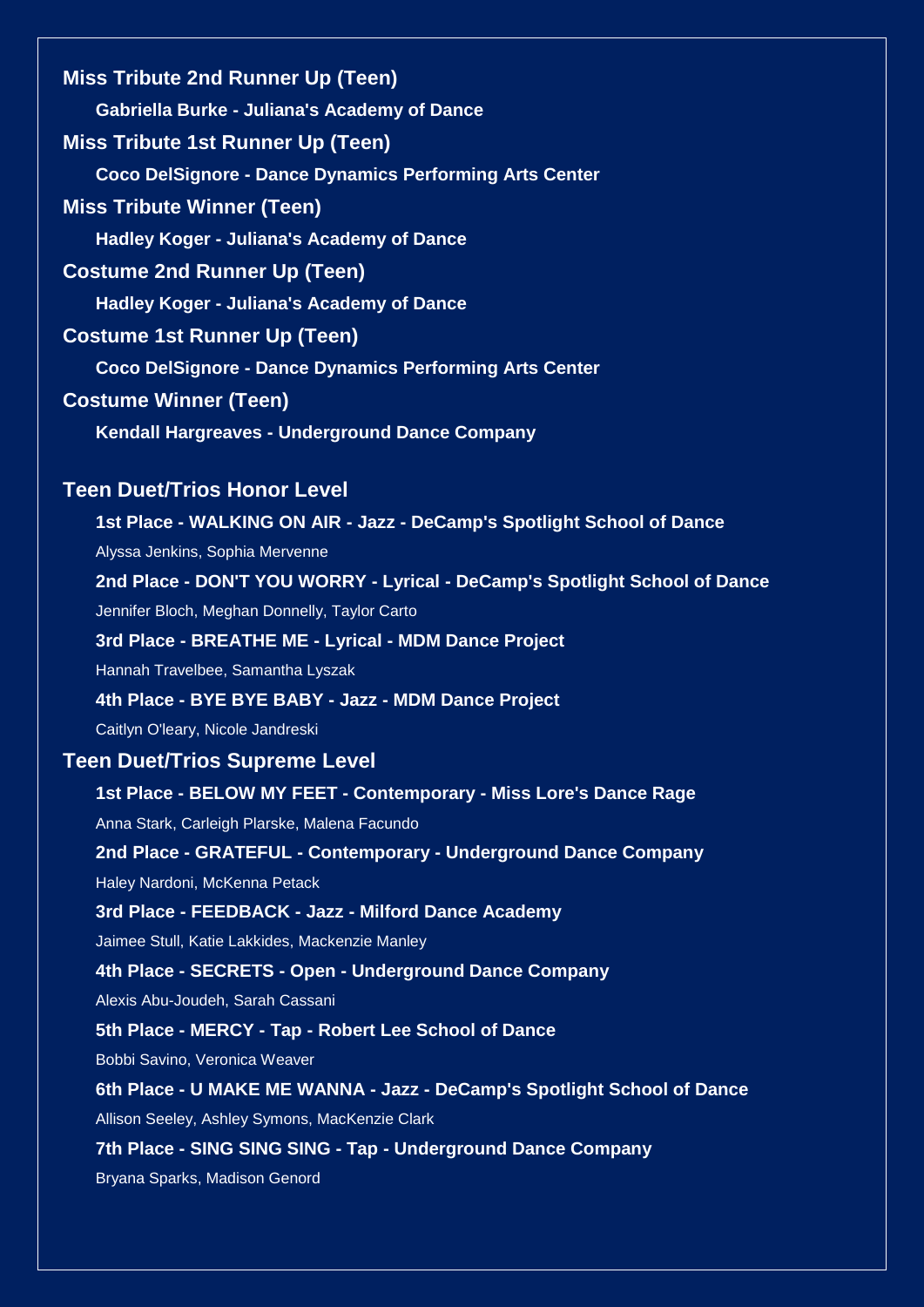**Miss Tribute 2nd Runner Up (Teen)**

**Gabriella Burke - Juliana's Academy of Dance**

**Miss Tribute 1st Runner Up (Teen)**

**Coco DelSignore - Dance Dynamics Performing Arts Center**

**Miss Tribute Winner (Teen)**

**Hadley Koger - Juliana's Academy of Dance**

**Costume 2nd Runner Up (Teen)**

**Hadley Koger - Juliana's Academy of Dance**

**Costume 1st Runner Up (Teen)**

**Coco DelSignore - Dance Dynamics Performing Arts Center**

**Costume Winner (Teen)**

**Kendall Hargreaves - Underground Dance Company**

## Teen Duet/Trios Honor Level

**1st Place - WALKING ON AIR - Jazz - DeCamp's Spotlight School of Dance**

Alyssa Jenkins, Sophia Mervenne

**2nd Place - DON'T YOU WORRY - Lyrical - DeCamp's Spotlight School of Dance**

Jennifer Bloch, Meghan Donnelly, Taylor Carto

**3rd Place - BREATHE ME - Lyrical - MDM Dance Project**

Hannah Travelbee, Samantha Lyszak

**4th Place - BYE BYE BABY - Jazz - MDM Dance Project**

Caitlyn O'leary, Nicole Jandreski

## Teen Duet/Trios Supreme Level

**1st Place - BELOW MY FEET - Contemporary - Miss Lore's Dance Rage**

Anna Stark, Carleigh Plarske, Malena Facundo

**2nd Place - GRATEFUL - Contemporary - Underground Dance Company**

Haley Nardoni, McKenna Petack

**3rd Place - FEEDBACK - Jazz - Milford Dance Academy**

Jaimee Stull, Katie Lakkides, Mackenzie Manley

**4th Place - SECRETS - Open - Underground Dance Company**

Alexis Abu-Joudeh, Sarah Cassani

**5th Place - MERCY - Tap - Robert Lee School of Dance**

Bobbi Savino, Veronica Weaver

**6th Place - U MAKE ME WANNA - Jazz - DeCamp's Spotlight School of Dance**

Allison Seeley, Ashley Symons, MacKenzie Clark

**7th Place - SING SING SING - Tap - Underground Dance Company**

Bryana Sparks, Madison Genord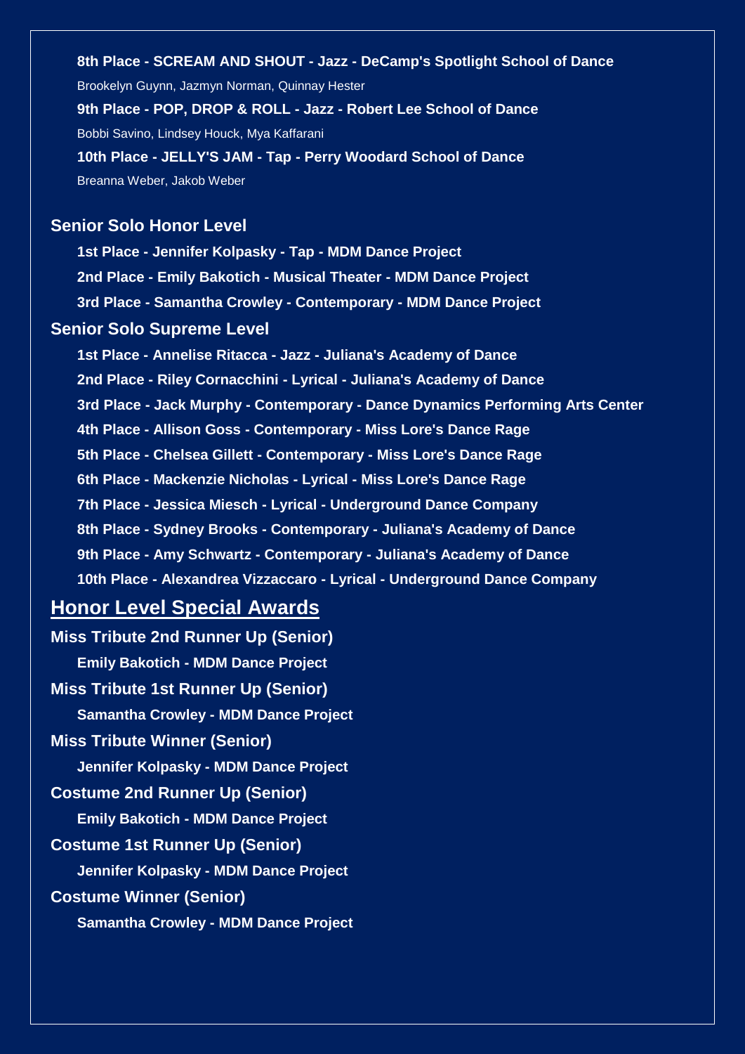**8th Place - SCREAM AND SHOUT - Jazz - DeCamp's Spotlight School of Dance**

Brookelyn Guynn, Jazmyn Norman, Quinnay Hester

**9th Place - POP, DROP & ROLL - Jazz - Robert Lee School of Dance**

Bobbi Savino, Lindsey Houck, Mya Kaffarani

**10th Place - JELLY'S JAM - Tap - Perry Woodard School of Dance**

Breanna Weber, Jakob Weber

### Senior Solo Honor Level

**1st Place - Jennifer Kolpasky - Tap - MDM Dance Project**

**2nd Place - Emily Bakotich - Musical Theater - MDM Dance Project**

**3rd Place - Samantha Crowley - Contemporary - MDM Dance Project**

### Senior Solo Supreme Level

**1st Place - Annelise Ritacca - Jazz - Juliana's Academy of Dance**

**2nd Place - Riley Cornacchini - Lyrical - Juliana's Academy of Dance**

**3rd Place - Jack Murphy - Contemporary - Dance Dynamics Performing Arts Center**

**4th Place - Allison Goss - Contemporary - Miss Lore's Dance Rage**

**5th Place - Chelsea Gillett - Contemporary - Miss Lore's Dance Rage**

**6th Place - Mackenzie Nicholas - Lyrical - Miss Lore's Dance Rage**

**7th Place - Jessica Miesch - Lyrical - Underground Dance Company**

**8th Place - Sydney Brooks - Contemporary - Juliana's Academy of Dance**

**9th Place - Amy Schwartz - Contemporary - Juliana's Academy of Dance**

**10th Place - Alexandrea Vizzaccaro - Lyrical - Underground Dance Company**

## Honor Level Special Awards

### Miss Tribute 2nd Runner Up (Senior)

**Emily Bakotich - MDM Dance Project**

### Miss Tribute 1st Runner Up (Senior)

**Samantha Crowley - MDM Dance Project**

### Miss Tribute Winner (Senior)

**Jennifer Kolpasky - MDM Dance Project**

### Costume 2nd Runner Up (Senior)

**Emily Bakotich - MDM Dance Project**

### Costume 1st Runner Up (Senior)

**Jennifer Kolpasky - MDM Dance Project**

### Costume Winner (Senior)

**Samantha Crowley - MDM Dance Project**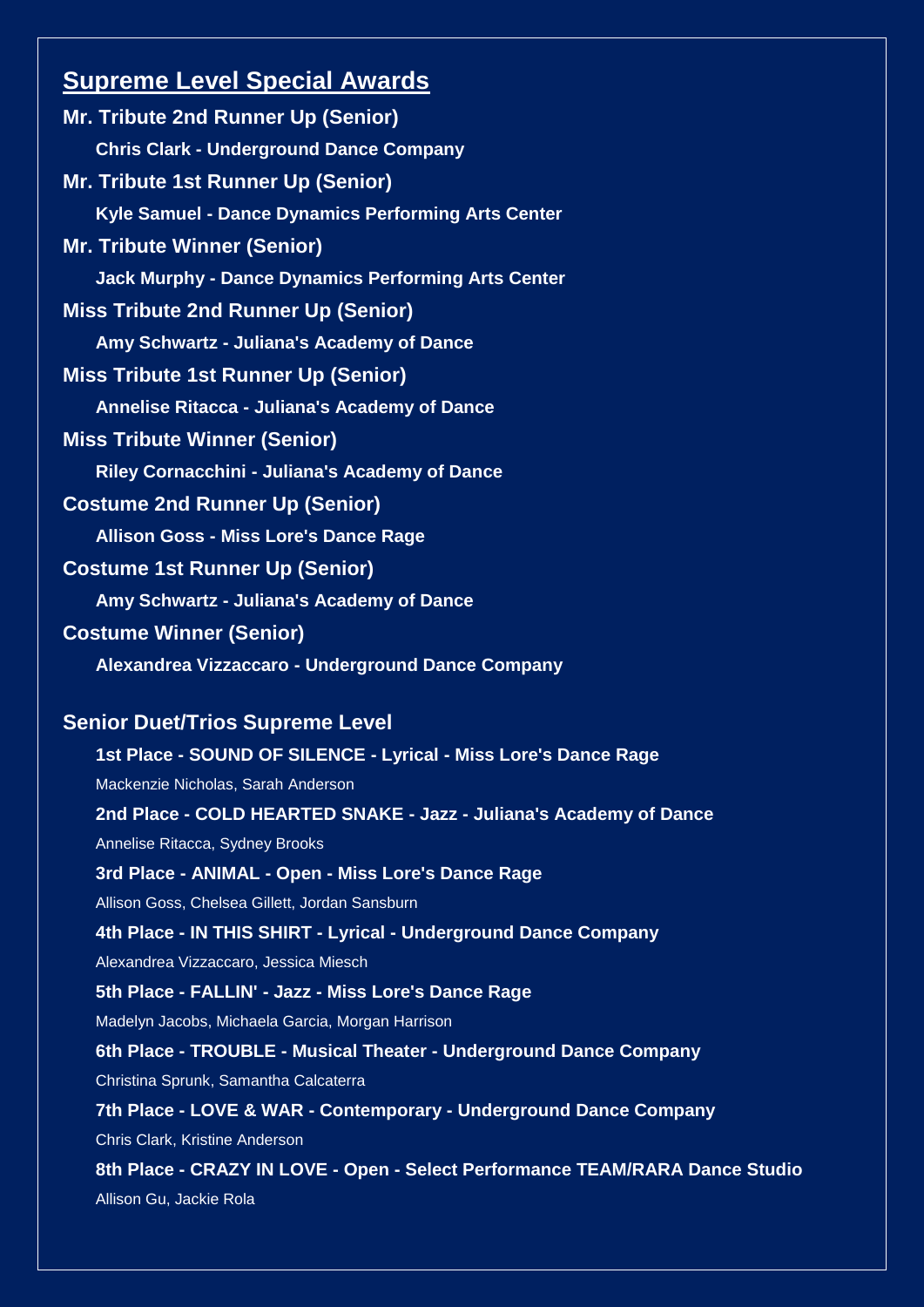## Supreme Level Special Awards

**Mr. Tribute 2nd Runner Up (Senior)**

**Chris Clark - Underground Dance Company**

**Mr. Tribute 1st Runner Up (Senior)**

**Kyle Samuel - Dance Dynamics Performing Arts Center**

**Mr. Tribute Winner (Senior)**

**Jack Murphy - Dance Dynamics Performing Arts Center**

**Miss Tribute 2nd Runner Up (Senior)**

**Amy Schwartz - Juliana's Academy of Dance**

**Miss Tribute 1st Runner Up (Senior)**

**Annelise Ritacca - Juliana's Academy of Dance**

**Miss Tribute Winner (Senior)**

**Riley Cornacchini - Juliana's Academy of Dance**

**Costume 2nd Runner Up (Senior)**

**Allison Goss - Miss Lore's Dance Rage**

**Costume 1st Runner Up (Senior)**

**Amy Schwartz - Juliana's Academy of Dance**

**Costume Winner (Senior)**

**Alexandrea Vizzaccaro - Underground Dance Company**

### Senior Duet/Trios Supreme Level

**1st Place - SOUND OF SILENCE - Lyrical - Miss Lore's Dance Rage**

Mackenzie Nicholas, Sarah Anderson

**2nd Place - COLD HEARTED SNAKE - Jazz - Juliana's Academy of Dance**

Annelise Ritacca, Sydney Brooks

**3rd Place - ANIMAL - Open - Miss Lore's Dance Rage**

Allison Goss, Chelsea Gillett, Jordan Sansburn

**4th Place - IN THIS SHIRT - Lyrical - Underground Dance Company**

Alexandrea Vizzaccaro, Jessica Miesch

**5th Place - FALLIN' - Jazz - Miss Lore's Dance Rage**

Madelyn Jacobs, Michaela Garcia, Morgan Harrison

**6th Place - TROUBLE - Musical Theater - Underground Dance Company**

Christina Sprunk, Samantha Calcaterra

**7th Place - LOVE & WAR - Contemporary - Underground Dance Company**

Chris Clark, Kristine Anderson

**8th Place - CRAZY IN LOVE - Open - Select Performance TEAM/RARA Dance Studio**

Allison Gu, Jackie Rola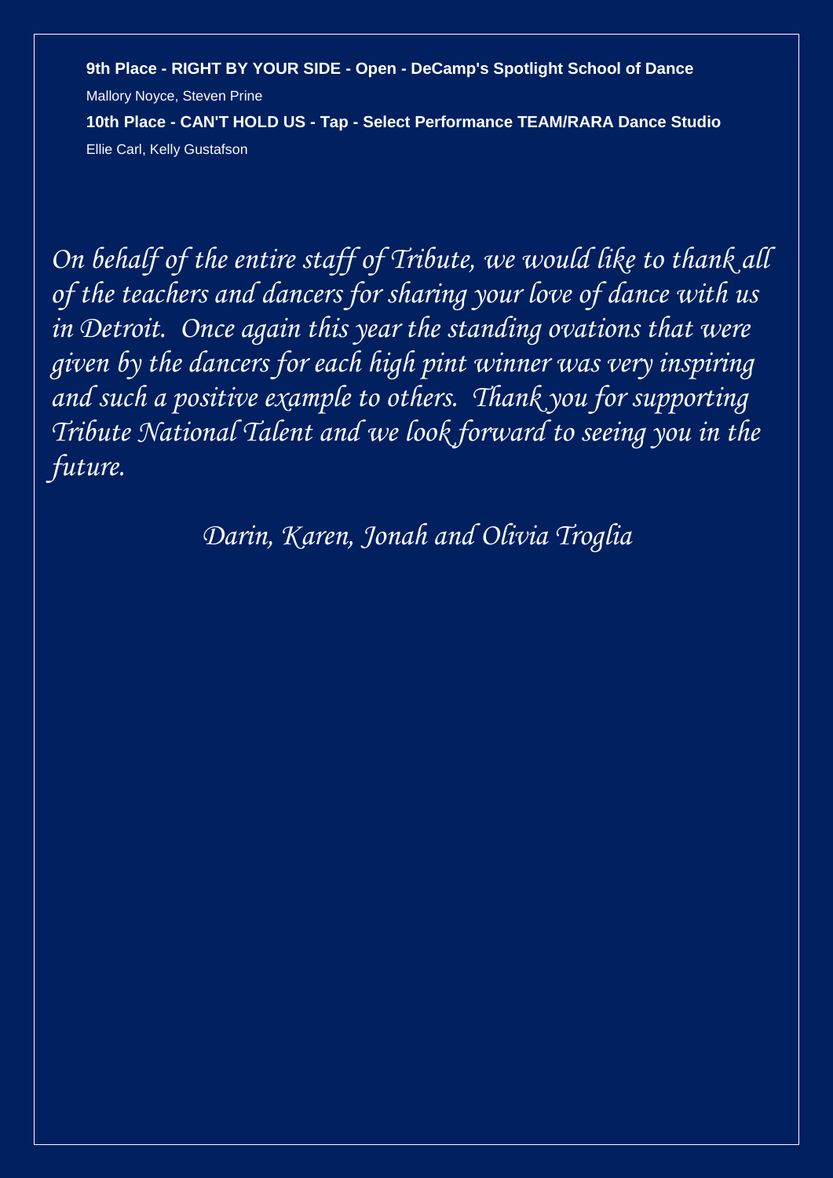**9th Place - RIGHT BY YOUR SIDE - Open - DeCamp's Spotlight School of Dance**

Mallory Noyce, Steven Prine

**10th Place - CAN'T HOLD US - Tap - Select Performance TEAM/RARA Dance Studio**

Ellie Carl, Kelly Gustafson

*On behalf of the entire staff of Tribute, we would like to thank all of the teachers and dancers for sharing your love of dance with us in Detroit. Once again this year the standing ovations that were given by the dancers for each high pint winner was very inspiring and such a positive example to others. Thank you for supporting Tribute National Talent and we look forward to seeing you in the future.*

*Darin, Karen, Jonah and Olivia Troglia*